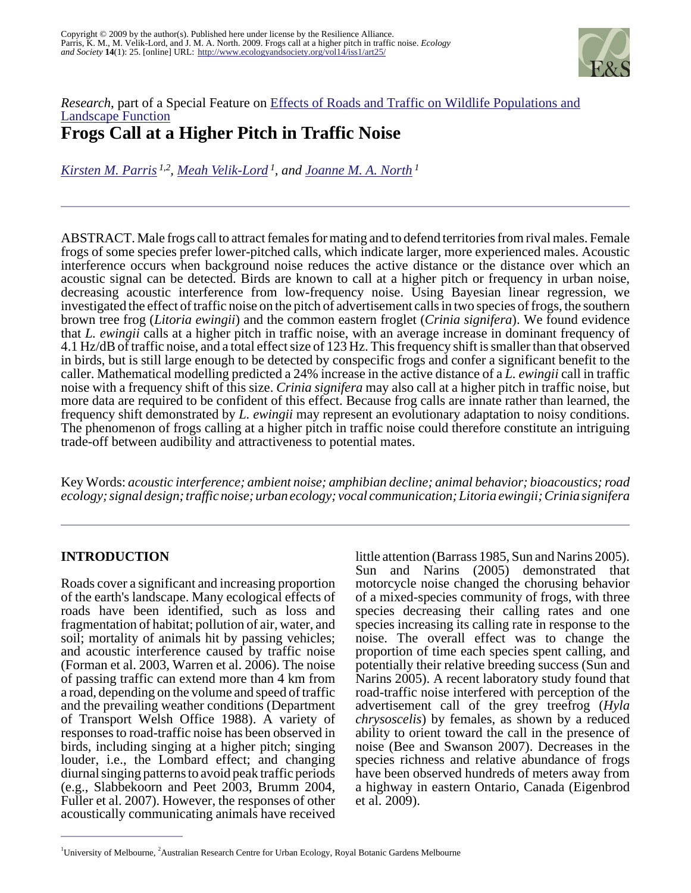Copyright © 2009 by the author(s). Published here under license by the Resilience Alliance.
Parris, K. M., M. Velik-Lord, and J. M. A. North. 2009. Frogs call at a higher pitch in traffic noise. *Ecology and Society* **14**(1): 25. [online] URL: http://www.ecologyandsociety.org/vol14/iss1/art25/

*Research*, part of a Special Feature on Effects of Roads and Traffic on Wildlife Populations and Landscape Function

# Frogs Call at a Higher Pitch in Traffic Noise

*Kirsten M. Parris* [1,2], *Meah Velik-Lord* [1], *and Joanne M. A. North* [1]

ABSTRACT. Male frogs call to attract females for mating and to defend territories from rival males. Female frogs of some species prefer lower-pitched calls, which indicate larger, more experienced males. Acoustic interference occurs when background noise reduces the active distance or the distance over which an acoustic signal can be detected. Birds are known to call at a higher pitch or frequency in urban noise, decreasing acoustic interference from low-frequency noise. Using Bayesian linear regression, we investigated the effect of traffic noise on the pitch of advertisement calls in two species of frogs, the southern brown tree frog (*Litoria ewingii*) and the common eastern froglet (*Crinia signifera*). We found evidence that *L. ewingii* calls at a higher pitch in traffic noise, with an average increase in dominant frequency of 4.1 Hz/dB of traffic noise, and a total effect size of 123 Hz. This frequency shift is smaller than that observed in birds, but is still large enough to be detected by conspecific frogs and confer a significant benefit to the caller. Mathematical modelling predicted a 24% increase in the active distance of a *L. ewingii* call in traffic noise with a frequency shift of this size. *Crinia signifera* may also call at a higher pitch in traffic noise, but more data are required to be confident of this effect. Because frog calls are innate rather than learned, the frequency shift demonstrated by *L. ewingii* may represent an evolutionary adaptation to noisy conditions. The phenomenon of frogs calling at a higher pitch in traffic noise could therefore constitute an intriguing trade-off between audibility and attractiveness to potential mates.

Key Words: *acoustic interference; ambient noise; amphibian decline; animal behavior; bioacoustics; road ecology; signal design; traffic noise; urban ecology; vocal communication; Litoria ewingii; Crinia signifera*

## INTRODUCTION

Roads cover a significant and increasing proportion of the earth's landscape. Many ecological effects of roads have been identified, such as loss and fragmentation of habitat; pollution of air, water, and soil; mortality of animals hit by passing vehicles; and acoustic interference caused by traffic noise (Forman et al. 2003, Warren et al. 2006). The noise of passing traffic can extend more than 4 km from a road, depending on the volume and speed of traffic and the prevailing weather conditions (Department of Transport Welsh Office 1988). A variety of responses to road-traffic noise has been observed in birds, including singing at a higher pitch; singing louder, i.e., the Lombard effect; and changing diurnal singing patterns to avoid peak traffic periods (e.g., Slabbekoorn and Peet 2003, Brumm 2004, Fuller et al. 2007). However, the responses of other acoustically communicating animals have received little attention (Barrass 1985, Sun and Narins 2005). Sun and Narins (2005) demonstrated that motorcycle noise changed the chorusing behavior of a mixed-species community of frogs, with three species decreasing their calling rates and one species increasing its calling rate in response to the noise. The overall effect was to change the proportion of time each species spent calling, and potentially their relative breeding success (Sun and Narins 2005). A recent laboratory study found that road-traffic noise interfered with perception of the advertisement call of the grey treefrog (*Hyla chrysoscelis*) by females, as shown by a reduced ability to orient toward the call in the presence of noise (Bee and Swanson 2007). Decreases in the species richness and relative abundance of frogs have been observed hundreds of meters away from a highway in eastern Ontario, Canada (Eigenbrod et al. 2009).

[1]University of Melbourne, [2]Australian Research Centre for Urban Ecology, Royal Botanic Gardens Melbourne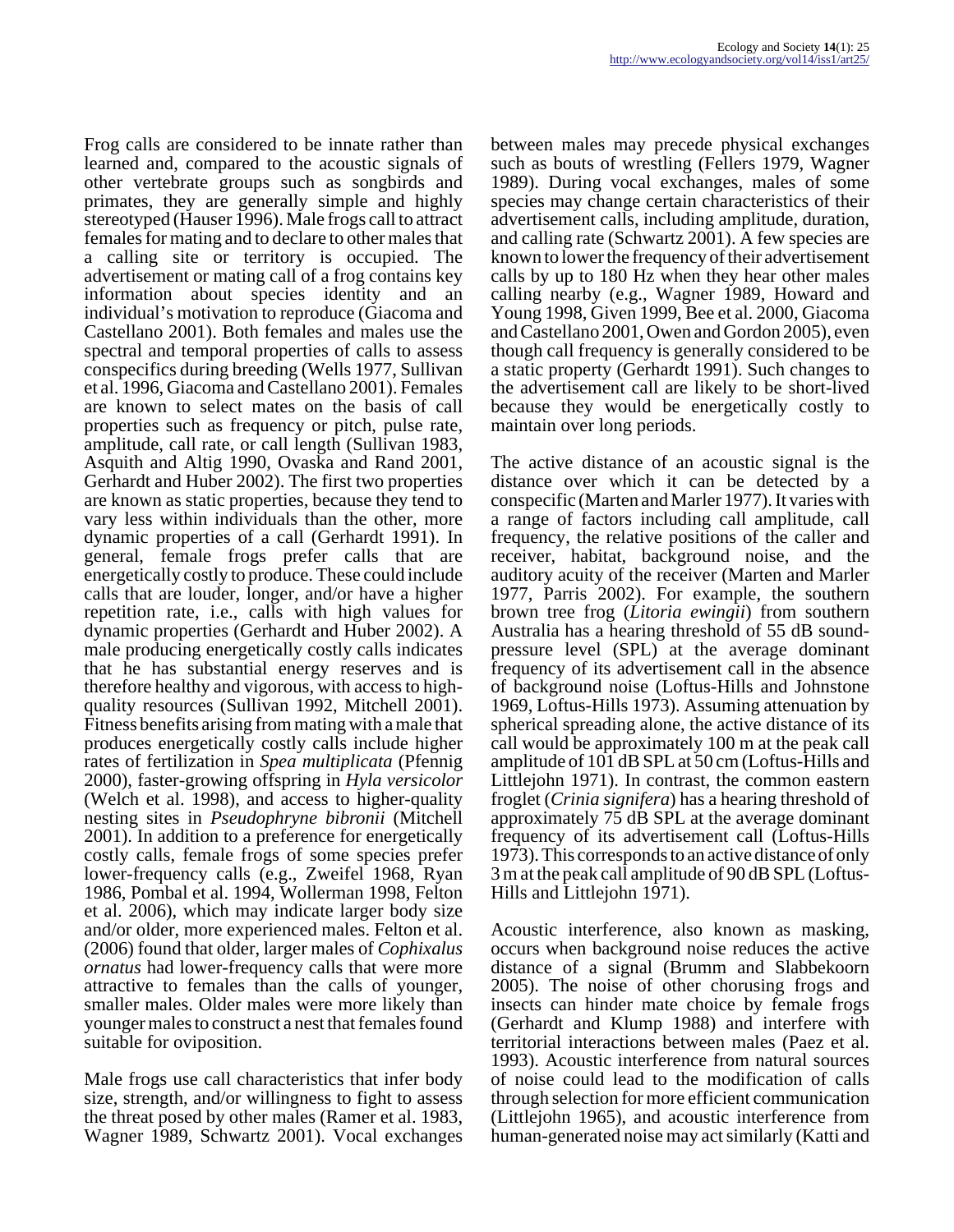Frog calls are considered to be innate rather than learned and, compared to the acoustic signals of other vertebrate groups such as songbirds and primates, they are generally simple and highly stereotyped (Hauser 1996). Male frogs call to attract females for mating and to declare to other males that a calling site or territory is occupied. The advertisement or mating call of a frog contains key information about species identity and an individual's motivation to reproduce (Giacoma and Castellano 2001). Both females and males use the spectral and temporal properties of calls to assess conspecifics during breeding (Wells 1977, Sullivan et al. 1996, Giacoma and Castellano 2001). Females are known to select mates on the basis of call properties such as frequency or pitch, pulse rate, amplitude, call rate, or call length (Sullivan 1983, Asquith and Altig 1990, Ovaska and Rand 2001, Gerhardt and Huber 2002). The first two properties are known as static properties, because they tend to vary less within individuals than the other, more dynamic properties of a call (Gerhardt 1991). In general, female frogs prefer calls that are energetically costly to produce. These could include calls that are louder, longer, and/or have a higher repetition rate, i.e., calls with high values for dynamic properties (Gerhardt and Huber 2002). A male producing energetically costly calls indicates that he has substantial energy reserves and is therefore healthy and vigorous, with access to high-quality resources (Sullivan 1992, Mitchell 2001). Fitness benefits arising from mating with a male that produces energetically costly calls include higher rates of fertilization in *Spea multiplicata* (Pfennig 2000), faster-growing offspring in *Hyla versicolor* (Welch et al. 1998), and access to higher-quality nesting sites in *Pseudophryne bibronii* (Mitchell 2001). In addition to a preference for energetically costly calls, female frogs of some species prefer lower-frequency calls (e.g., Zweifel 1968, Ryan 1986, Pombal et al. 1994, Wollerman 1998, Felton et al. 2006), which may indicate larger body size and/or older, more experienced males. Felton et al. (2006) found that older, larger males of *Cophixalus ornatus* had lower-frequency calls that were more attractive to females than the calls of younger, smaller males. Older males were more likely than younger males to construct a nest that females found suitable for oviposition.

Male frogs use call characteristics that infer body size, strength, and/or willingness to fight to assess the threat posed by other males (Ramer et al. 1983, Wagner 1989, Schwartz 2001). Vocal exchanges between males may precede physical exchanges such as bouts of wrestling (Fellers 1979, Wagner 1989). During vocal exchanges, males of some species may change certain characteristics of their advertisement calls, including amplitude, duration, and calling rate (Schwartz 2001). A few species are known to lower the frequency of their advertisement calls by up to 180 Hz when they hear other males calling nearby (e.g., Wagner 1989, Howard and Young 1998, Given 1999, Bee et al. 2000, Giacoma and Castellano 2001, Owen and Gordon 2005), even though call frequency is generally considered to be a static property (Gerhardt 1991). Such changes to the advertisement call are likely to be short-lived because they would be energetically costly to maintain over long periods.

The active distance of an acoustic signal is the distance over which it can be detected by a conspecific (Marten and Marler 1977). It varies with a range of factors including call amplitude, call frequency, the relative positions of the caller and receiver, habitat, background noise, and the auditory acuity of the receiver (Marten and Marler 1977, Parris 2002). For example, the southern brown tree frog (*Litoria ewingii*) from southern Australia has a hearing threshold of 55 dB sound-pressure level (SPL) at the average dominant frequency of its advertisement call in the absence of background noise (Loftus-Hills and Johnstone 1969, Loftus-Hills 1973). Assuming attenuation by spherical spreading alone, the active distance of its call would be approximately 100 m at the peak call amplitude of 101 dB SPL at 50 cm (Loftus-Hills and Littlejohn 1971). In contrast, the common eastern froglet (*Crinia signifera*) has a hearing threshold of approximately 75 dB SPL at the average dominant frequency of its advertisement call (Loftus-Hills 1973). This corresponds to an active distance of only 3 m at the peak call amplitude of 90 dB SPL (Loftus-Hills and Littlejohn 1971).

Acoustic interference, also known as masking, occurs when background noise reduces the active distance of a signal (Brumm and Slabbekoorn 2005). The noise of other chorusing frogs and insects can hinder mate choice by female frogs (Gerhardt and Klump 1988) and interfere with territorial interactions between males (Paez et al. 1993). Acoustic interference from natural sources of noise could lead to the modification of calls through selection for more efficient communication (Littlejohn 1965), and acoustic interference from human-generated noise may act similarly (Katti and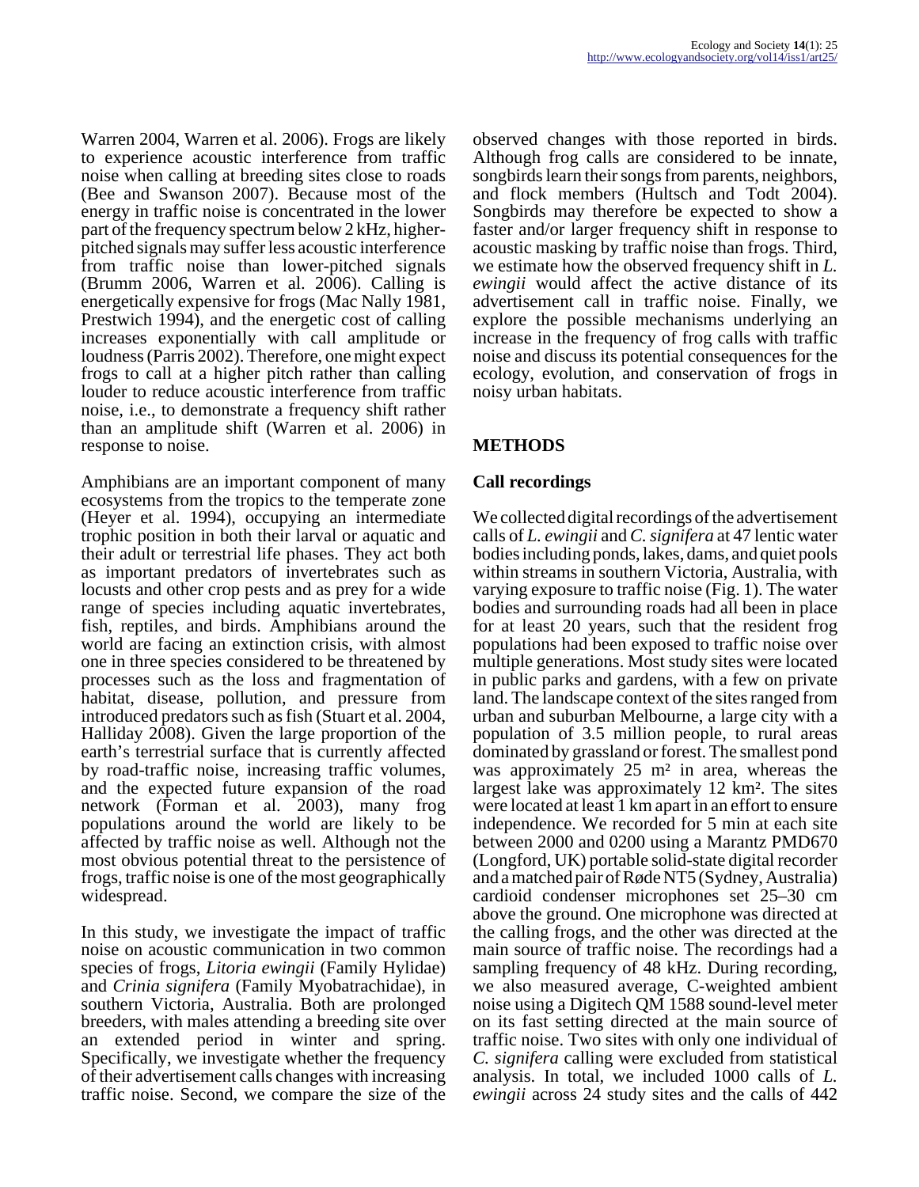Warren 2004, Warren et al. 2006). Frogs are likely to experience acoustic interference from traffic noise when calling at breeding sites close to roads (Bee and Swanson 2007). Because most of the energy in traffic noise is concentrated in the lower part of the frequency spectrum below 2 kHz, higher-pitched signals may suffer less acoustic interference from traffic noise than lower-pitched signals (Brumm 2006, Warren et al. 2006). Calling is energetically expensive for frogs (Mac Nally 1981, Prestwich 1994), and the energetic cost of calling increases exponentially with call amplitude or loudness (Parris 2002). Therefore, one might expect frogs to call at a higher pitch rather than calling louder to reduce acoustic interference from traffic noise, i.e., to demonstrate a frequency shift rather than an amplitude shift (Warren et al. 2006) in response to noise.

Amphibians are an important component of many ecosystems from the tropics to the temperate zone (Heyer et al. 1994), occupying an intermediate trophic position in both their larval or aquatic and their adult or terrestrial life phases. They act both as important predators of invertebrates such as locusts and other crop pests and as prey for a wide range of species including aquatic invertebrates, fish, reptiles, and birds. Amphibians around the world are facing an extinction crisis, with almost one in three species considered to be threatened by processes such as the loss and fragmentation of habitat, disease, pollution, and pressure from introduced predators such as fish (Stuart et al. 2004, Halliday 2008). Given the large proportion of the earth's terrestrial surface that is currently affected by road-traffic noise, increasing traffic volumes, and the expected future expansion of the road network (Forman et al. 2003), many frog populations around the world are likely to be affected by traffic noise as well. Although not the most obvious potential threat to the persistence of frogs, traffic noise is one of the most geographically widespread.

In this study, we investigate the impact of traffic noise on acoustic communication in two common species of frogs, *Litoria ewingii* (Family Hylidae) and *Crinia signifera* (Family Myobatrachidae), in southern Victoria, Australia. Both are prolonged breeders, with males attending a breeding site over an extended period in winter and spring. Specifically, we investigate whether the frequency of their advertisement calls changes with increasing traffic noise. Second, we compare the size of the observed changes with those reported in birds. Although frog calls are considered to be innate, songbirds learn their songs from parents, neighbors, and flock members (Hultsch and Todt 2004). Songbirds may therefore be expected to show a faster and/or larger frequency shift in response to acoustic masking by traffic noise than frogs. Third, we estimate how the observed frequency shift in *L. ewingii* would affect the active distance of its advertisement call in traffic noise. Finally, we explore the possible mechanisms underlying an increase in the frequency of frog calls with traffic noise and discuss its potential consequences for the ecology, evolution, and conservation of frogs in noisy urban habitats.

## METHODS

### Call recordings

We collected digital recordings of the advertisement calls of *L. ewingii* and *C. signifera* at 47 lentic water bodies including ponds, lakes, dams, and quiet pools within streams in southern Victoria, Australia, with varying exposure to traffic noise (Fig. 1). The water bodies and surrounding roads had all been in place for at least 20 years, such that the resident frog populations had been exposed to traffic noise over multiple generations. Most study sites were located in public parks and gardens, with a few on private land. The landscape context of the sites ranged from urban and suburban Melbourne, a large city with a population of 3.5 million people, to rural areas dominated by grassland or forest. The smallest pond was approximately 25 m² in area, whereas the largest lake was approximately 12 km². The sites were located at least 1 km apart in an effort to ensure independence. We recorded for 5 min at each site between 2000 and 0200 using a Marantz PMD670 (Longford, UK) portable solid-state digital recorder and a matched pair of Røde NT5 (Sydney, Australia) cardioid condenser microphones set 25–30 cm above the ground. One microphone was directed at the calling frogs, and the other was directed at the main source of traffic noise. The recordings had a sampling frequency of 48 kHz. During recording, we also measured average, C-weighted ambient noise using a Digitech QM 1588 sound-level meter on its fast setting directed at the main source of traffic noise. Two sites with only one individual of *C. signifera* calling were excluded from statistical analysis. In total, we included 1000 calls of *L. ewingii* across 24 study sites and the calls of 442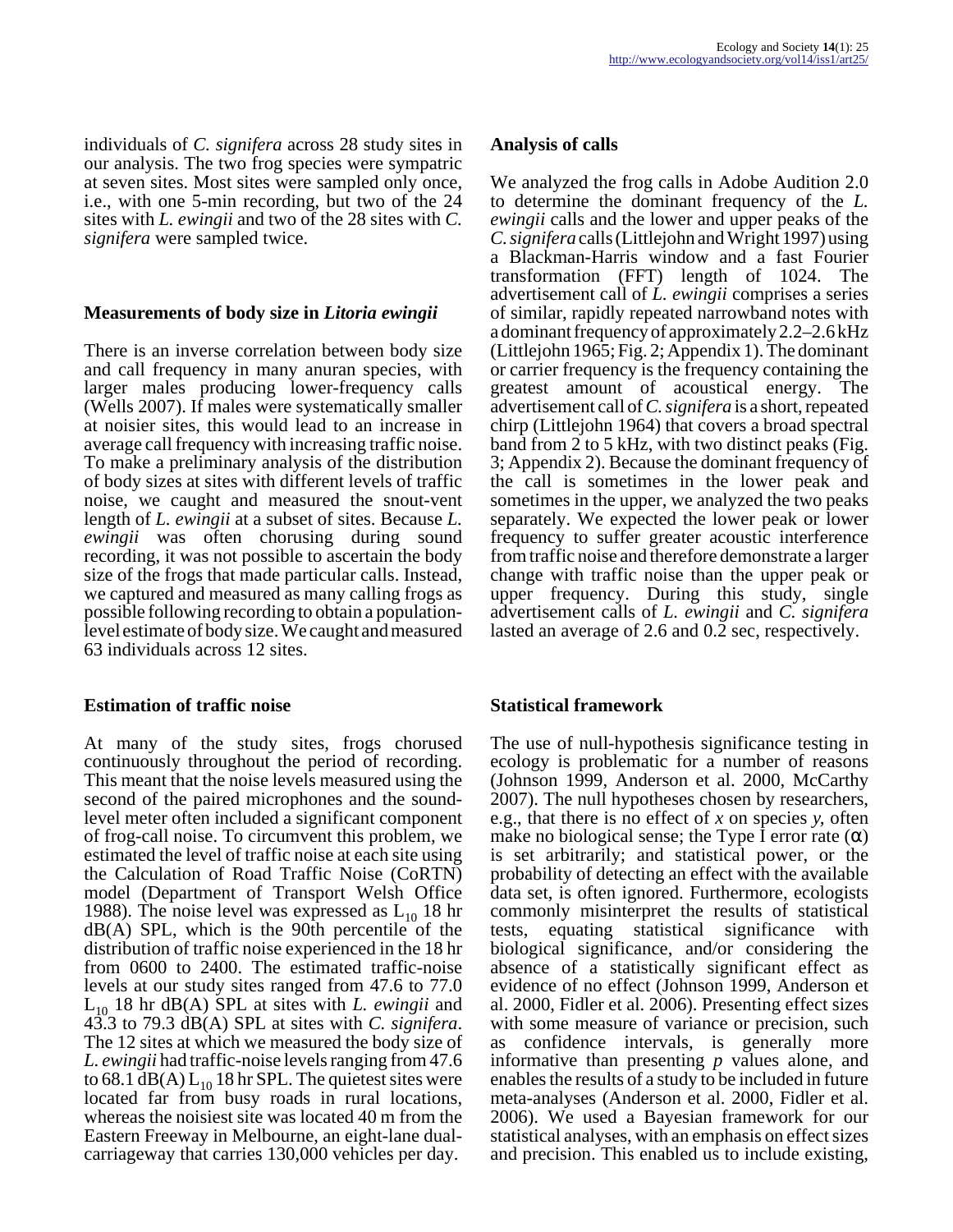individuals of *C. signifera* across 28 study sites in our analysis. The two frog species were sympatric at seven sites. Most sites were sampled only once, i.e., with one 5-min recording, but two of the 24 sites with *L. ewingii* and two of the 28 sites with *C. signifera* were sampled twice.

### Measurements of body size in *Litoria ewingii*

There is an inverse correlation between body size and call frequency in many anuran species, with larger males producing lower-frequency calls (Wells 2007). If males were systematically smaller at noisier sites, this would lead to an increase in average call frequency with increasing traffic noise. To make a preliminary analysis of the distribution of body sizes at sites with different levels of traffic noise, we caught and measured the snout-vent length of *L. ewingii* at a subset of sites. Because *L. ewingii* was often chorusing during sound recording, it was not possible to ascertain the body size of the frogs that made particular calls. Instead, we captured and measured as many calling frogs as possible following recording to obtain a population-level estimate of body size. We caught and measured 63 individuals across 12 sites.

### Estimation of traffic noise

At many of the study sites, frogs chorused continuously throughout the period of recording. This meant that the noise levels measured using the second of the paired microphones and the sound-level meter often included a significant component of frog-call noise. To circumvent this problem, we estimated the level of traffic noise at each site using the Calculation of Road Traffic Noise (CoRTN) model (Department of Transport Welsh Office 1988). The noise level was expressed as $L_{10}$ 18 hr dB(A) SPL, which is the 90th percentile of the distribution of traffic noise experienced in the 18 hr from 0600 to 2400. The estimated traffic-noise levels at our study sites ranged from 47.6 to 77.0 $L_{10}$ 18 hr dB(A) SPL at sites with *L. ewingii* and 43.3 to 79.3 dB(A) SPL at sites with *C. signifera*. The 12 sites at which we measured the body size of *L. ewingii* had traffic-noise levels ranging from 47.6 to 68.1 dB(A) $L_{10}$ 18 hr SPL. The quietest sites were located far from busy roads in rural locations, whereas the noisiest site was located 40 m from the Eastern Freeway in Melbourne, an eight-lane dual-carriageway that carries 130,000 vehicles per day.

### Analysis of calls

We analyzed the frog calls in Adobe Audition 2.0 to determine the dominant frequency of the *L. ewingii* calls and the lower and upper peaks of the *C. signifera* calls (Littlejohn and Wright 1997) using a Blackman-Harris window and a fast Fourier transformation (FFT) length of 1024. The advertisement call of *L. ewingii* comprises a series of similar, rapidly repeated narrowband notes with a dominant frequency of approximately 2.2–2.6 kHz (Littlejohn 1965; Fig. 2; Appendix 1). The dominant or carrier frequency is the frequency containing the greatest amount of acoustical energy. The advertisement call of *C. signifera* is a short, repeated chirp (Littlejohn 1964) that covers a broad spectral band from 2 to 5 kHz, with two distinct peaks (Fig. 3; Appendix 2). Because the dominant frequency of the call is sometimes in the lower peak and sometimes in the upper, we analyzed the two peaks separately. We expected the lower peak or lower frequency to suffer greater acoustic interference from traffic noise and therefore demonstrate a larger change with traffic noise than the upper peak or upper frequency. During this study, single advertisement calls of *L. ewingii* and *C. signifera* lasted an average of 2.6 and 0.2 sec, respectively.

### Statistical framework

The use of null-hypothesis significance testing in ecology is problematic for a number of reasons (Johnson 1999, Anderson et al. 2000, McCarthy 2007). The null hypotheses chosen by researchers, e.g., that there is no effect of *x* on species *y*, often make no biological sense; the Type I error rate ($\alpha$) is set arbitrarily; and statistical power, or the probability of detecting an effect with the available data set, is often ignored. Furthermore, ecologists commonly misinterpret the results of statistical tests, equating statistical significance with biological significance, and/or considering the absence of a statistically significant effect as evidence of no effect (Johnson 1999, Anderson et al. 2000, Fidler et al. 2006). Presenting effect sizes with some measure of variance or precision, such as confidence intervals, is generally more informative than presenting *p* values alone, and enables the results of a study to be included in future meta-analyses (Anderson et al. 2000, Fidler et al. 2006). We used a Bayesian framework for our statistical analyses, with an emphasis on effect sizes and precision. This enabled us to include existing,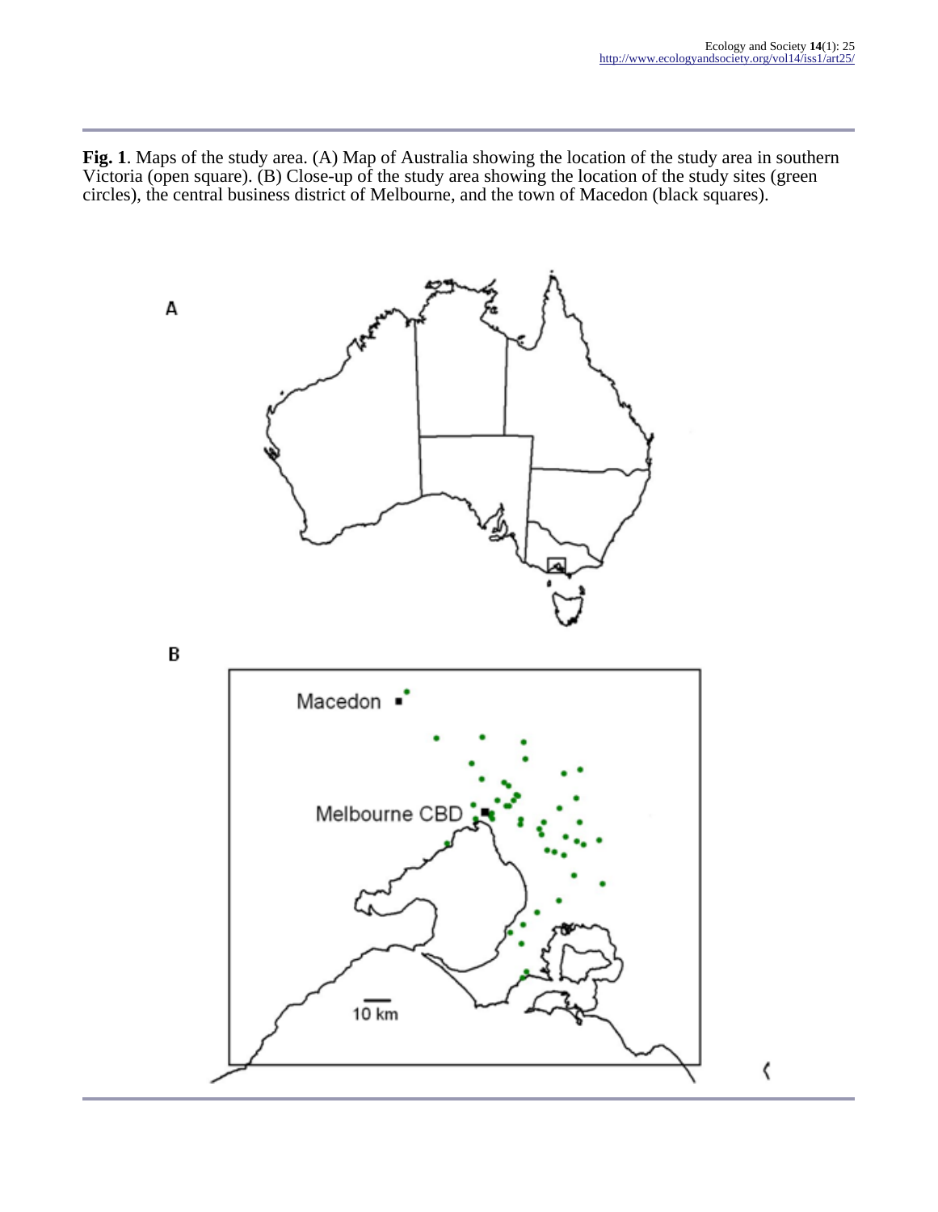**Fig. 1**. Maps of the study area. (A) Map of Australia showing the location of the study area in southern Victoria (open square). (B) Close-up of the study area showing the location of the study sites (green circles), the central business district of Melbourne, and the town of Macedon (black squares).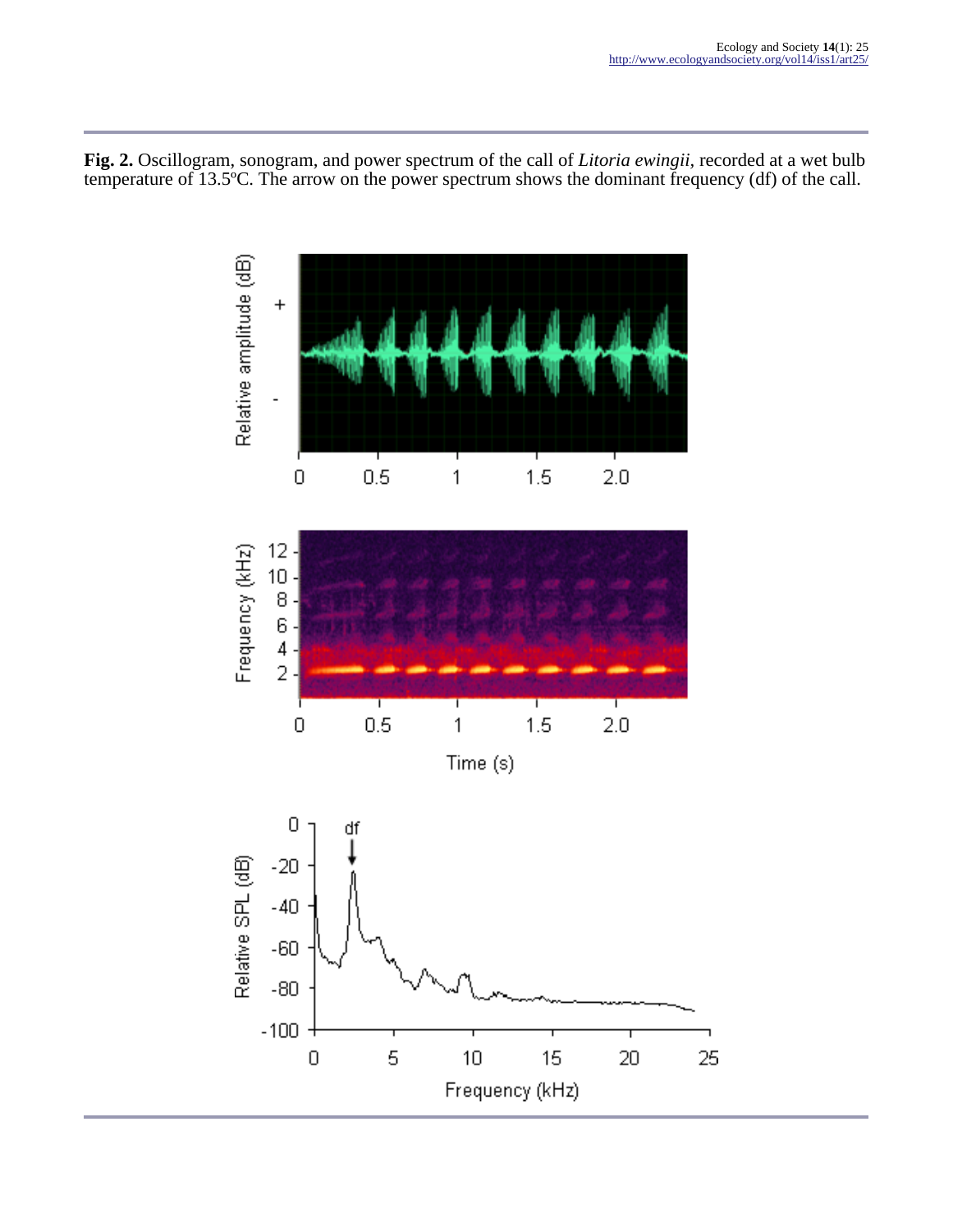**Fig. 2.** Oscillogram, sonogram, and power spectrum of the call of *Litoria ewingii*, recorded at a wet bulb temperature of 13.5ºC. The arrow on the power spectrum shows the dominant frequency (df) of the call.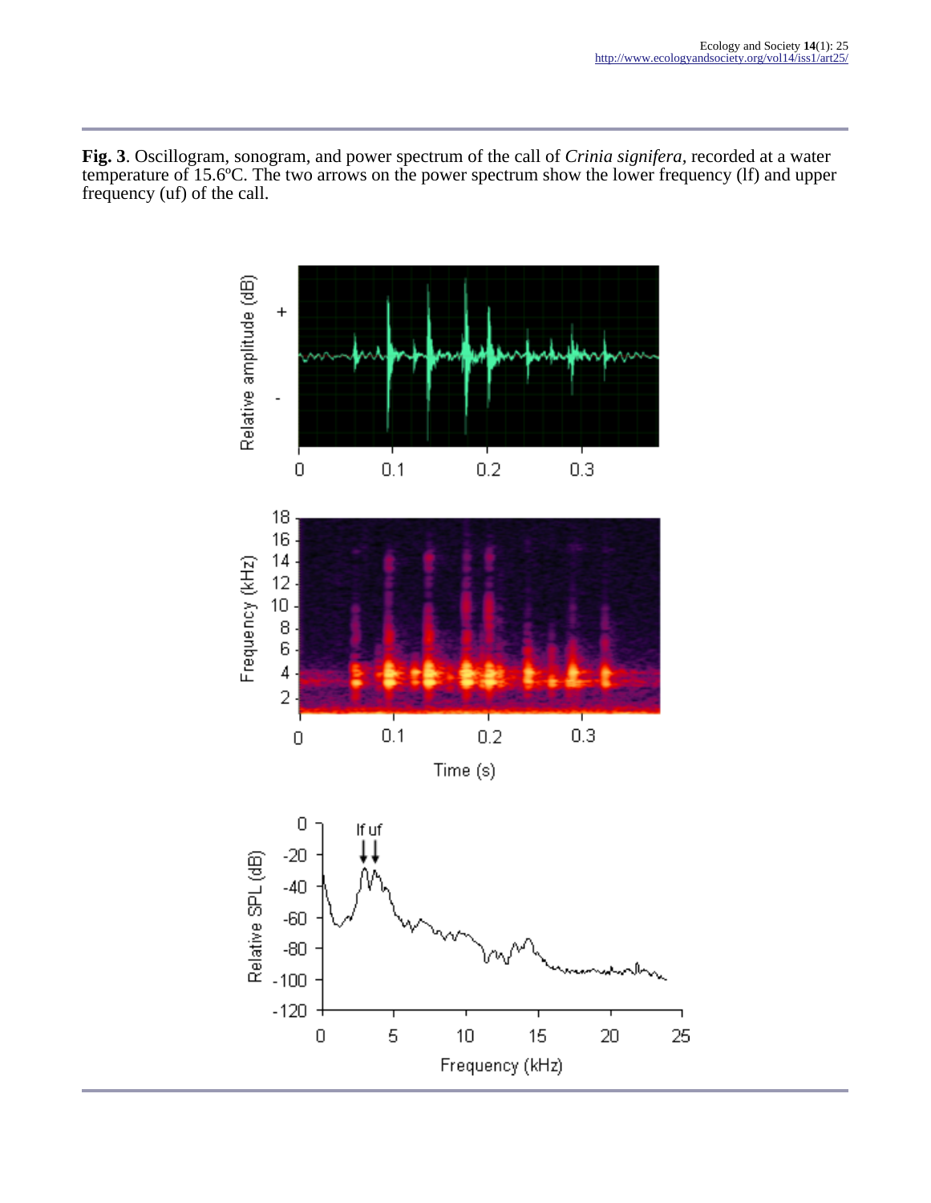**Fig. 3**. Oscillogram, sonogram, and power spectrum of the call of *Crinia signifera*, recorded at a water temperature of 15.6ºC. The two arrows on the power spectrum show the lower frequency (lf) and upper frequency (uf) of the call.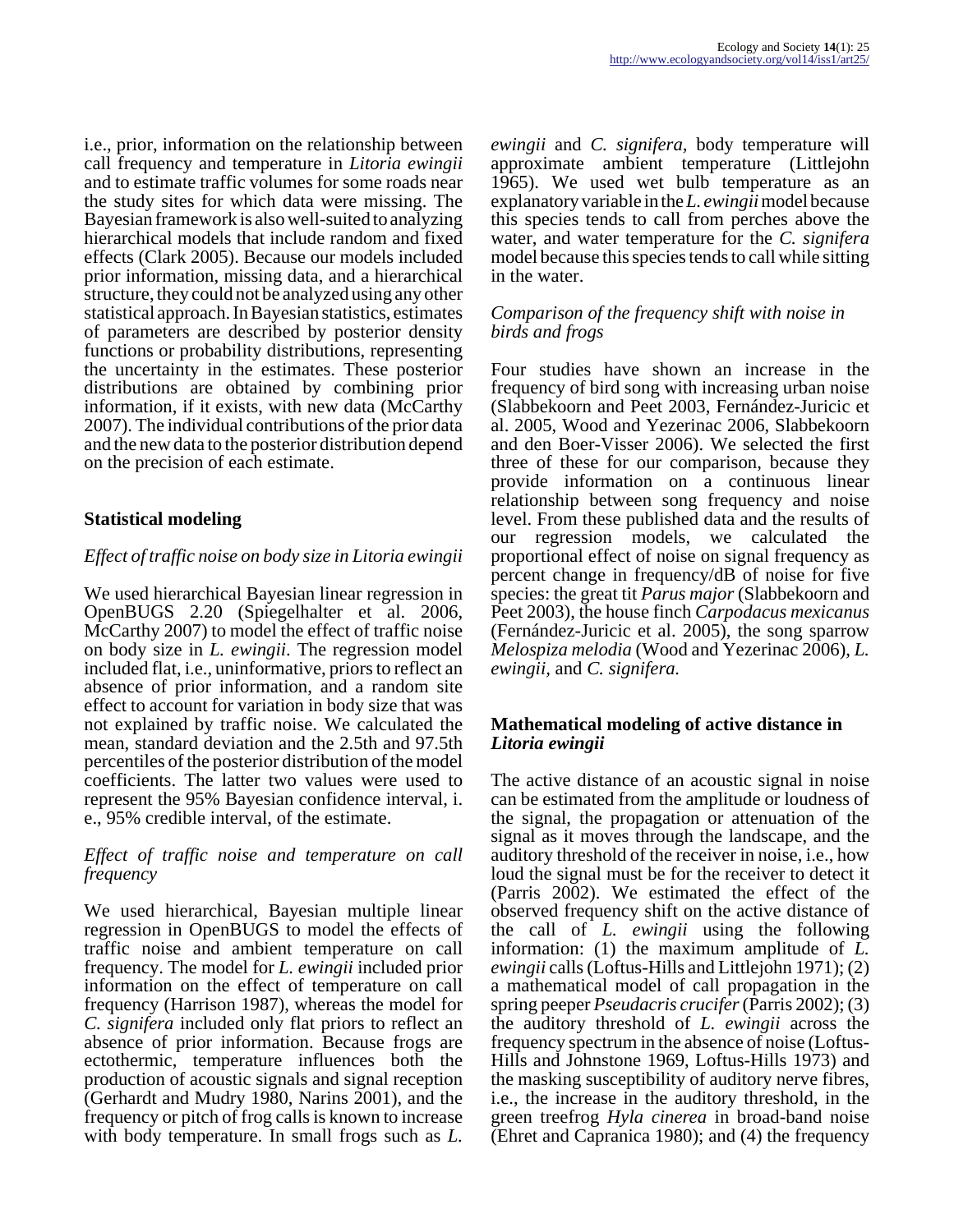i.e., prior, information on the relationship between call frequency and temperature in *Litoria ewingii* and to estimate traffic volumes for some roads near the study sites for which data were missing. The Bayesian framework is also well-suited to analyzing hierarchical models that include random and fixed effects (Clark 2005). Because our models included prior information, missing data, and a hierarchical structure, they could not be analyzed using any other statistical approach. In Bayesian statistics, estimates of parameters are described by posterior density functions or probability distributions, representing the uncertainty in the estimates. These posterior distributions are obtained by combining prior information, if it exists, with new data (McCarthy 2007). The individual contributions of the prior data and the new data to the posterior distribution depend on the precision of each estimate.

## Statistical modeling

### *Effect of traffic noise on body size in Litoria ewingii*

We used hierarchical Bayesian linear regression in OpenBUGS 2.20 (Spiegelhalter et al. 2006, McCarthy 2007) to model the effect of traffic noise on body size in *L. ewingii*. The regression model included flat, i.e., uninformative, priors to reflect an absence of prior information, and a random site effect to account for variation in body size that was not explained by traffic noise. We calculated the mean, standard deviation and the 2.5th and 97.5th percentiles of the posterior distribution of the model coefficients. The latter two values were used to represent the 95% Bayesian confidence interval, i. e., 95% credible interval, of the estimate.

### *Effect of traffic noise and temperature on call frequency*

We used hierarchical, Bayesian multiple linear regression in OpenBUGS to model the effects of traffic noise and ambient temperature on call frequency. The model for *L. ewingii* included prior information on the effect of temperature on call frequency (Harrison 1987), whereas the model for *C. signifera* included only flat priors to reflect an absence of prior information. Because frogs are ectothermic, temperature influences both the production of acoustic signals and signal reception (Gerhardt and Mudry 1980, Narins 2001), and the frequency or pitch of frog calls is known to increase with body temperature. In small frogs such as *L. ewingii* and *C. signifera*, body temperature will approximate ambient temperature (Littlejohn 1965). We used wet bulb temperature as an explanatory variable in the *L. ewingii* model because this species tends to call from perches above the water, and water temperature for the *C. signifera* model because this species tends to call while sitting in the water.

### *Comparison of the frequency shift with noise in birds and frogs*

Four studies have shown an increase in the frequency of bird song with increasing urban noise (Slabbekoorn and Peet 2003, Fernández-Juricic et al. 2005, Wood and Yezerinac 2006, Slabbekoorn and den Boer-Visser 2006). We selected the first three of these for our comparison, because they provide information on a continuous linear relationship between song frequency and noise level. From these published data and the results of our regression models, we calculated the proportional effect of noise on signal frequency as percent change in frequency/dB of noise for five species: the great tit *Parus major* (Slabbekoorn and Peet 2003), the house finch *Carpodacus mexicanus* (Fernández-Juricic et al. 2005), the song sparrow *Melospiza melodia* (Wood and Yezerinac 2006), *L. ewingii*, and *C. signifera.*

## Mathematical modeling of active distance in *Litoria ewingii*

The active distance of an acoustic signal in noise can be estimated from the amplitude or loudness of the signal, the propagation or attenuation of the signal as it moves through the landscape, and the auditory threshold of the receiver in noise, i.e., how loud the signal must be for the receiver to detect it (Parris 2002). We estimated the effect of the observed frequency shift on the active distance of the call of *L. ewingii* using the following information: (1) the maximum amplitude of *L. ewingii* calls (Loftus-Hills and Littlejohn 1971); (2) a mathematical model of call propagation in the spring peeper *Pseudacris crucifer* (Parris 2002); (3) the auditory threshold of *L. ewingii* across the frequency spectrum in the absence of noise (Loftus-Hills and Johnstone 1969, Loftus-Hills 1973) and the masking susceptibility of auditory nerve fibres, i.e., the increase in the auditory threshold, in the green treefrog *Hyla cinerea* in broad-band noise (Ehret and Capranica 1980); and (4) the frequency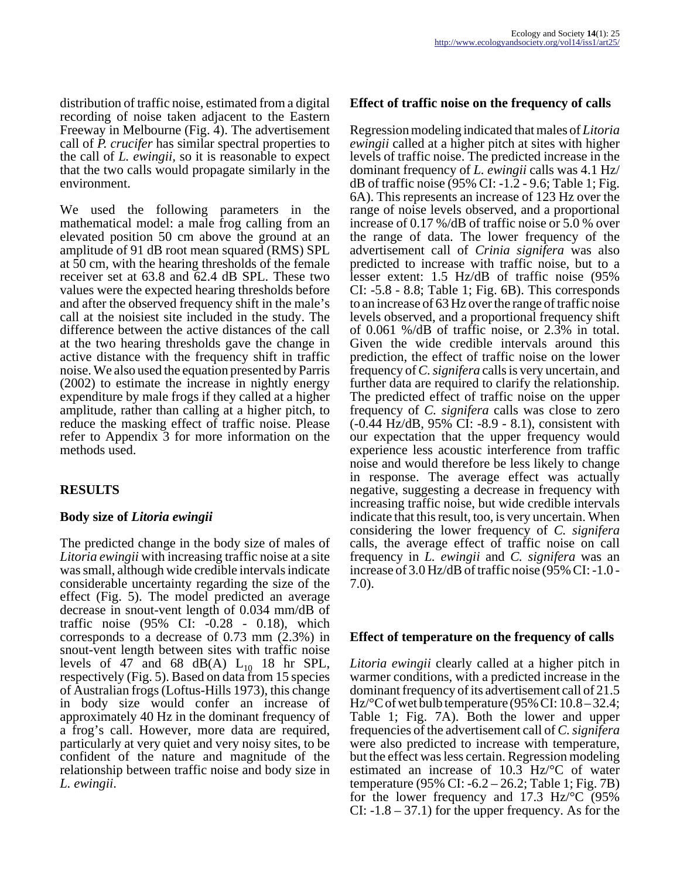distribution of traffic noise, estimated from a digital recording of noise taken adjacent to the Eastern Freeway in Melbourne (Fig. 4). The advertisement call of *P. crucifer* has similar spectral properties to the call of *L. ewingii*, so it is reasonable to expect that the two calls would propagate similarly in the environment.

We used the following parameters in the mathematical model: a male frog calling from an elevated position 50 cm above the ground at an amplitude of 91 dB root mean squared (RMS) SPL at 50 cm, with the hearing thresholds of the female receiver set at 63.8 and 62.4 dB SPL. These two values were the expected hearing thresholds before and after the observed frequency shift in the male's call at the noisiest site included in the study. The difference between the active distances of the call at the two hearing thresholds gave the change in active distance with the frequency shift in traffic noise. We also used the equation presented by Parris (2002) to estimate the increase in nightly energy expenditure by male frogs if they called at a higher amplitude, rather than calling at a higher pitch, to reduce the masking effect of traffic noise. Please refer to Appendix 3 for more information on the methods used.

## RESULTS

### Body size of *Litoria ewingii*

The predicted change in the body size of males of *Litoria ewingii* with increasing traffic noise at a site was small, although wide credible intervals indicate considerable uncertainty regarding the size of the effect (Fig. 5). The model predicted an average decrease in snout-vent length of 0.034 mm/dB of traffic noise (95% CI: -0.28 - 0.18), which corresponds to a decrease of 0.73 mm (2.3%) in snout-vent length between sites with traffic noise levels of 47 and 68 dB(A) $L_{10}$ 18 hr SPL, respectively (Fig. 5). Based on data from 15 species of Australian frogs (Loftus-Hills 1973), this change in body size would confer an increase of approximately 40 Hz in the dominant frequency of a frog's call. However, more data are required, particularly at very quiet and very noisy sites, to be confident of the nature and magnitude of the relationship between traffic noise and body size in *L. ewingii*.

### Effect of traffic noise on the frequency of calls

Regression modeling indicated that males of *Litoria ewingii* called at a higher pitch at sites with higher levels of traffic noise. The predicted increase in the dominant frequency of *L. ewingii* calls was 4.1 Hz/dB of traffic noise (95% CI: -1.2 - 9.6; Table 1; Fig. 6A). This represents an increase of 123 Hz over the range of noise levels observed, and a proportional increase of 0.17 %/dB of traffic noise or 5.0 % over the range of data. The lower frequency of the advertisement call of *Crinia signifera* was also predicted to increase with traffic noise, but to a lesser extent: 1.5 Hz/dB of traffic noise (95% CI: -5.8 - 8.8; Table 1; Fig. 6B). This corresponds to an increase of 63 Hz over the range of traffic noise levels observed, and a proportional frequency shift of 0.061 %/dB of traffic noise, or 2.3% in total. Given the wide credible intervals around this prediction, the effect of traffic noise on the lower frequency of *C. signifera* calls is very uncertain, and further data are required to clarify the relationship. The predicted effect of traffic noise on the upper frequency of *C. signifera* calls was close to zero (-0.44 Hz/dB, 95% CI: -8.9 - 8.1), consistent with our expectation that the upper frequency would experience less acoustic interference from traffic noise and would therefore be less likely to change in response. The average effect was actually negative, suggesting a decrease in frequency with increasing traffic noise, but wide credible intervals indicate that this result, too, is very uncertain. When considering the lower frequency of *C. signifera* calls, the average effect of traffic noise on call frequency in *L. ewingii* and *C. signifera* was an increase of 3.0 Hz/dB of traffic noise (95% CI: -1.0 - 7.0).

### Effect of temperature on the frequency of calls

*Litoria ewingii* clearly called at a higher pitch in warmer conditions, with a predicted increase in the dominant frequency of its advertisement call of 21.5 Hz/°C of wet bulb temperature (95% CI: 10.8 – 32.4; Table 1; Fig. 7A). Both the lower and upper frequencies of the advertisement call of *C. signifera* were also predicted to increase with temperature, but the effect was less certain. Regression modeling estimated an increase of 10.3 Hz/°C of water temperature (95% CI: -6.2 – 26.2; Table 1; Fig. 7B) for the lower frequency and 17.3 Hz/°C (95% CI: -1.8 – 37.1) for the upper frequency. As for the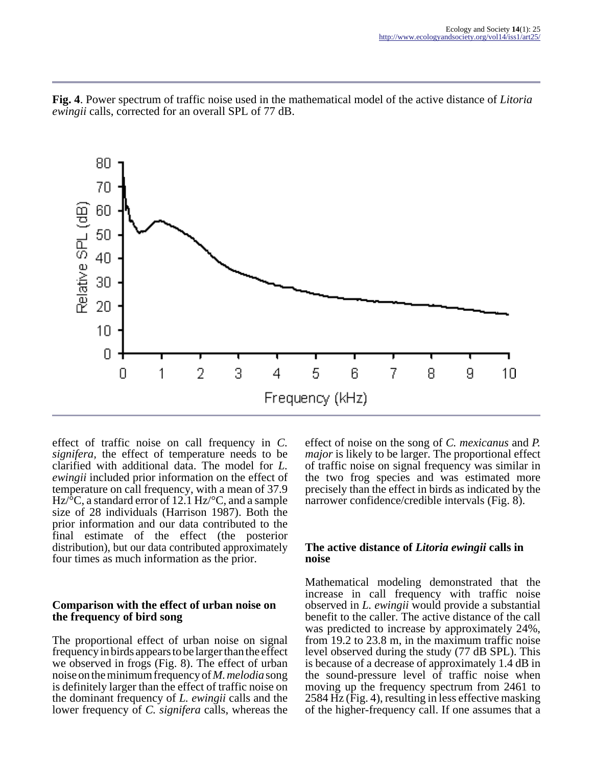**Fig. 4**. Power spectrum of traffic noise used in the mathematical model of the active distance of *Litoria ewingii* calls, corrected for an overall SPL of 77 dB.

effect of traffic noise on call frequency in *C. signifera*, the effect of temperature needs to be clarified with additional data. The model for *L. ewingii* included prior information on the effect of temperature on call frequency, with a mean of 37.9 Hz/°C, a standard error of 12.1 Hz/°C, and a sample size of 28 individuals (Harrison 1987). Both the prior information and our data contributed to the final estimate of the effect (the posterior distribution), but our data contributed approximately four times as much information as the prior.

### Comparison with the effect of urban noise on the frequency of bird song

The proportional effect of urban noise on signal frequency in birds appears to be larger than the effect we observed in frogs (Fig. 8). The effect of urban noise on the minimum frequency of *M. melodia* song is definitely larger than the effect of traffic noise on the dominant frequency of *L. ewingii* calls and the lower frequency of *C. signifera* calls, whereas the effect of noise on the song of *C. mexicanus* and *P. major* is likely to be larger. The proportional effect of traffic noise on signal frequency was similar in the two frog species and was estimated more precisely than the effect in birds as indicated by the narrower confidence/credible intervals (Fig. 8).

### The active distance of *Litoria ewingii* calls in noise

Mathematical modeling demonstrated that the increase in call frequency with traffic noise observed in *L. ewingii* would provide a substantial benefit to the caller. The active distance of the call was predicted to increase by approximately 24%, from 19.2 to 23.8 m, in the maximum traffic noise level observed during the study (77 dB SPL). This is because of a decrease of approximately 1.4 dB in the sound-pressure level of traffic noise when moving up the frequency spectrum from 2461 to 2584 Hz (Fig. 4), resulting in less effective masking of the higher-frequency call. If one assumes that a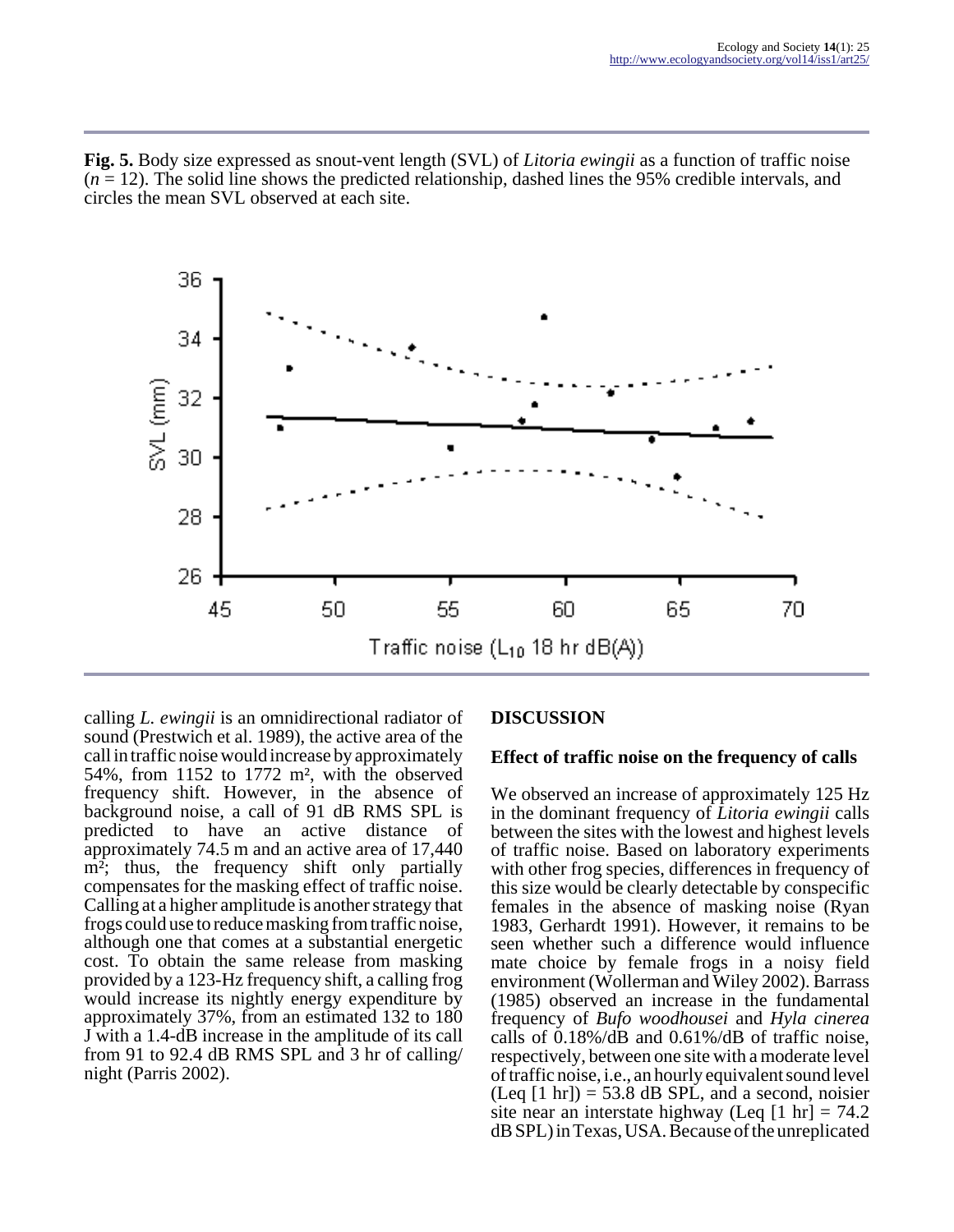**Fig. 5.** Body size expressed as snout-vent length (SVL) of *Litoria ewingii* as a function of traffic noise ($n$ = 12). The solid line shows the predicted relationship, dashed lines the 95% credible intervals, and circles the mean SVL observed at each site.

calling *L. ewingii* is an omnidirectional radiator of sound (Prestwich et al. 1989), the active area of the call in traffic noise would increase by approximately 54%, from 1152 to 1772 m², with the observed frequency shift. However, in the absence of background noise, a call of 91 dB RMS SPL is predicted to have an active distance of approximately 74.5 m and an active area of 17,440 m²; thus, the frequency shift only partially compensates for the masking effect of traffic noise. Calling at a higher amplitude is another strategy that frogs could use to reduce masking from traffic noise, although one that comes at a substantial energetic cost. To obtain the same release from masking provided by a 123-Hz frequency shift, a calling frog would increase its nightly energy expenditure by approximately 37%, from an estimated 132 to 180 J with a 1.4-dB increase in the amplitude of its call from 91 to 92.4 dB RMS SPL and 3 hr of calling/night (Parris 2002).

## DISCUSSION

### Effect of traffic noise on the frequency of calls

We observed an increase of approximately 125 Hz in the dominant frequency of *Litoria ewingii* calls between the sites with the lowest and highest levels of traffic noise. Based on laboratory experiments with other frog species, differences in frequency of this size would be clearly detectable by conspecific females in the absence of masking noise (Ryan 1983, Gerhardt 1991). However, it remains to be seen whether such a difference would influence mate choice by female frogs in a noisy field environment (Wollerman and Wiley 2002). Barrass (1985) observed an increase in the fundamental frequency of *Bufo woodhousei* and *Hyla cinerea* calls of 0.18%/dB and 0.61%/dB of traffic noise, respectively, between one site with a moderate level of traffic noise, i.e., an hourly equivalent sound level (Leq [1 hr]) = 53.8 dB SPL, and a second, noisier site near an interstate highway (Leq [1 hr] = 74.2 dB SPL) in Texas, USA. Because of the unreplicated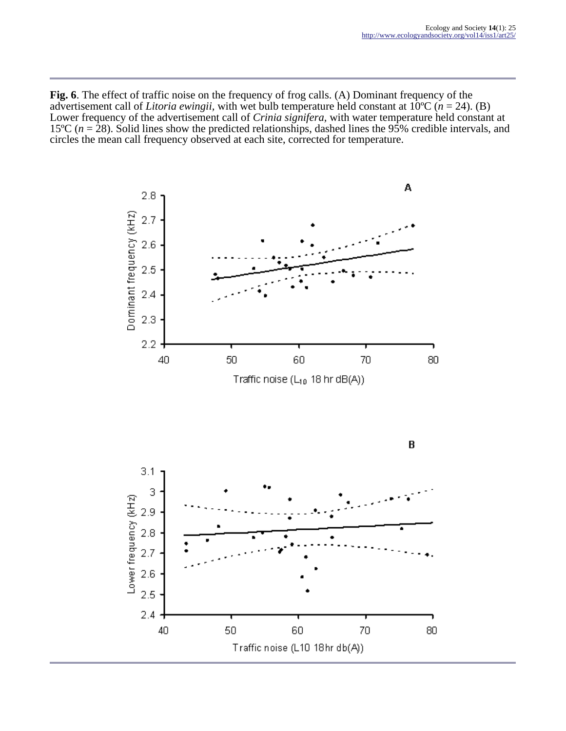**Fig. 6**. The effect of traffic noise on the frequency of frog calls. (A) Dominant frequency of the advertisement call of *Litoria ewingii*, with wet bulb temperature held constant at 10ºC ($n$ = 24). (B) Lower frequency of the advertisement call of *Crinia signifera*, with water temperature held constant at 15ºC ($n$ = 28). Solid lines show the predicted relationships, dashed lines the 95% credible intervals, and circles the mean call frequency observed at each site, corrected for temperature.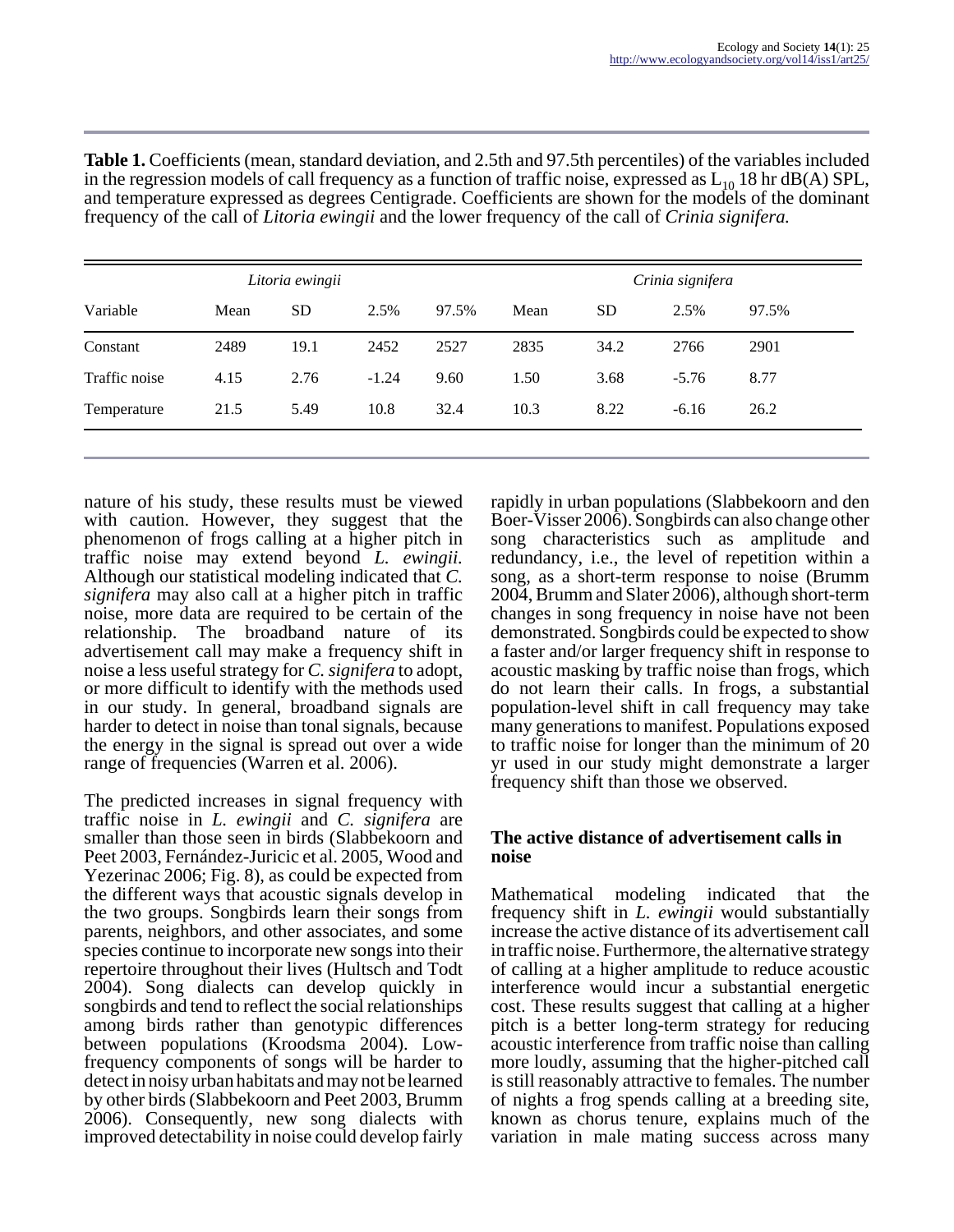**Table 1.** Coefficients (mean, standard deviation, and 2.5th and 97.5th percentiles) of the variables included in the regression models of call frequency as a function of traffic noise, expressed as $L_{10}$ 18 hr dB(A) SPL, and temperature expressed as degrees Centigrade. Coefficients are shown for the models of the dominant frequency of the call of *Litoria ewingii* and the lower frequency of the call of *Crinia signifera.*

| | *Litoria ewingii* | | | | *Crinia signifera* | | | |
|---|---|---|---|---|---|---|---|---|
| Variable | Mean | SD | 2.5% | 97.5% | Mean | SD | 2.5% | 97.5% |
| Constant | 2489 | 19.1 | 2452 | 2527 | 2835 | 34.2 | 2766 | 2901 |
| Traffic noise | 4.15 | 2.76 | -1.24 | 9.60 | 1.50 | 3.68 | -5.76 | 8.77 |
| Temperature | 21.5 | 5.49 | 10.8 | 32.4 | 10.3 | 8.22 | -6.16 | 26.2 |

nature of his study, these results must be viewed with caution. However, they suggest that the phenomenon of frogs calling at a higher pitch in traffic noise may extend beyond *L. ewingii.* Although our statistical modeling indicated that *C. signifera* may also call at a higher pitch in traffic noise, more data are required to be certain of the relationship. The broadband nature of its advertisement call may make a frequency shift in noise a less useful strategy for *C. signifera* to adopt, or more difficult to identify with the methods used in our study. In general, broadband signals are harder to detect in noise than tonal signals, because the energy in the signal is spread out over a wide range of frequencies (Warren et al. 2006).

The predicted increases in signal frequency with traffic noise in *L. ewingii* and *C. signifera* are smaller than those seen in birds (Slabbekoorn and Peet 2003, Fernández-Juricic et al. 2005, Wood and Yezerinac 2006; Fig. 8), as could be expected from the different ways that acoustic signals develop in the two groups. Songbirds learn their songs from parents, neighbors, and other associates, and some species continue to incorporate new songs into their repertoire throughout their lives (Hultsch and Todt 2004). Song dialects can develop quickly in songbirds and tend to reflect the social relationships among birds rather than genotypic differences between populations (Kroodsma 2004). Low-frequency components of songs will be harder to detect in noisy urban habitats and may not be learned by other birds (Slabbekoorn and Peet 2003, Brumm 2006). Consequently, new song dialects with improved detectability in noise could develop fairly rapidly in urban populations (Slabbekoorn and den Boer-Visser 2006). Songbirds can also change other song characteristics such as amplitude and redundancy, i.e., the level of repetition within a song, as a short-term response to noise (Brumm 2004, Brumm and Slater 2006), although short-term changes in song frequency in noise have not been demonstrated. Songbirds could be expected to show a faster and/or larger frequency shift in response to acoustic masking by traffic noise than frogs, which do not learn their calls. In frogs, a substantial population-level shift in call frequency may take many generations to manifest. Populations exposed to traffic noise for longer than the minimum of 20 yr used in our study might demonstrate a larger frequency shift than those we observed.

### The active distance of advertisement calls in noise

Mathematical modeling indicated that the frequency shift in *L. ewingii* would substantially increase the active distance of its advertisement call in traffic noise. Furthermore, the alternative strategy of calling at a higher amplitude to reduce acoustic interference would incur a substantial energetic cost. These results suggest that calling at a higher pitch is a better long-term strategy for reducing acoustic interference from traffic noise than calling more loudly, assuming that the higher-pitched call is still reasonably attractive to females. The number of nights a frog spends calling at a breeding site, known as chorus tenure, explains much of the variation in male mating success across many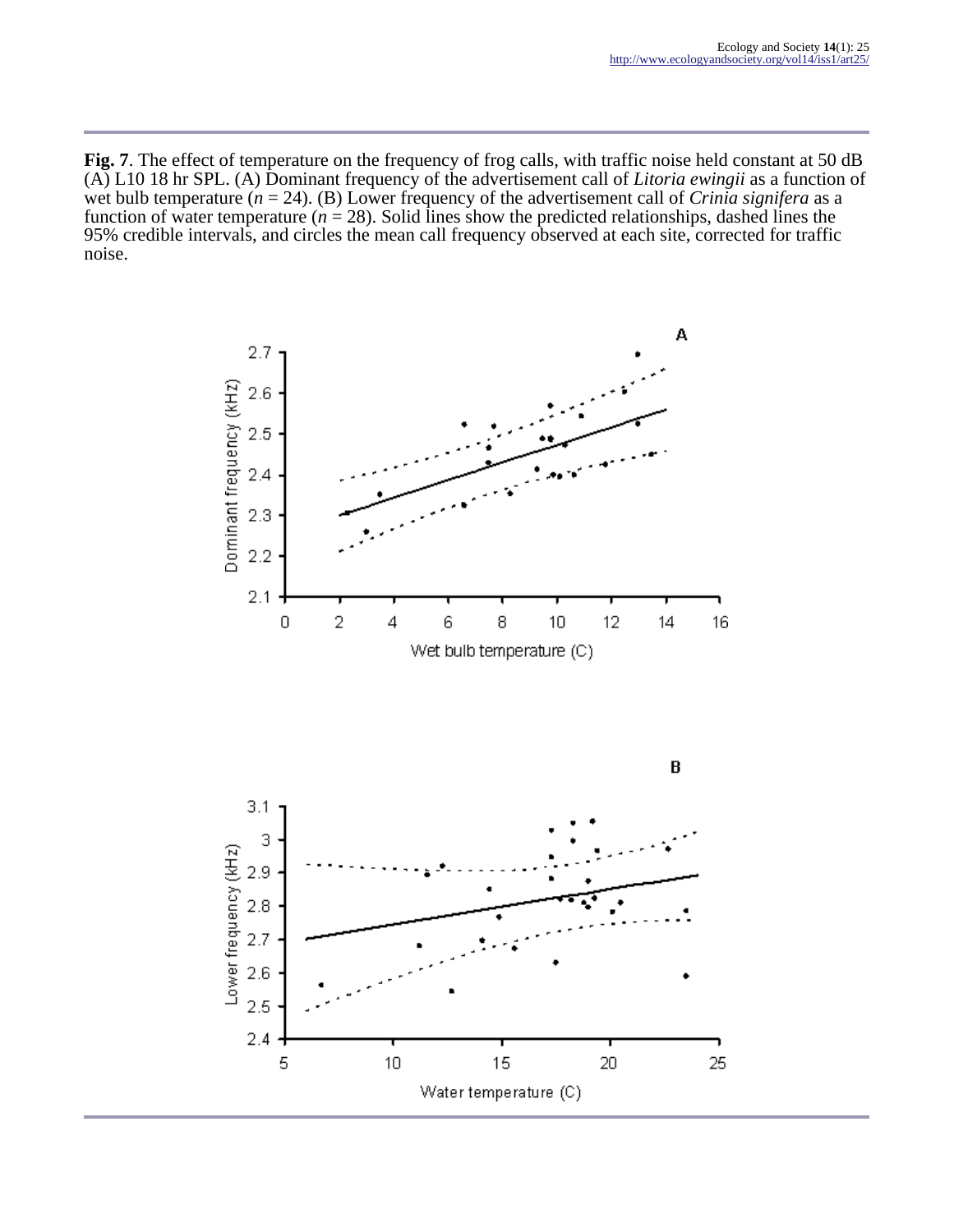**Fig. 7**. The effect of temperature on the frequency of frog calls, with traffic noise held constant at 50 dB (A) L10 18 hr SPL. (A) Dominant frequency of the advertisement call of *Litoria ewingii* as a function of wet bulb temperature ($n$ = 24). (B) Lower frequency of the advertisement call of *Crinia signifera* as a function of water temperature ($n$ = 28). Solid lines show the predicted relationships, dashed lines the 95% credible intervals, and circles the mean call frequency observed at each site, corrected for traffic noise.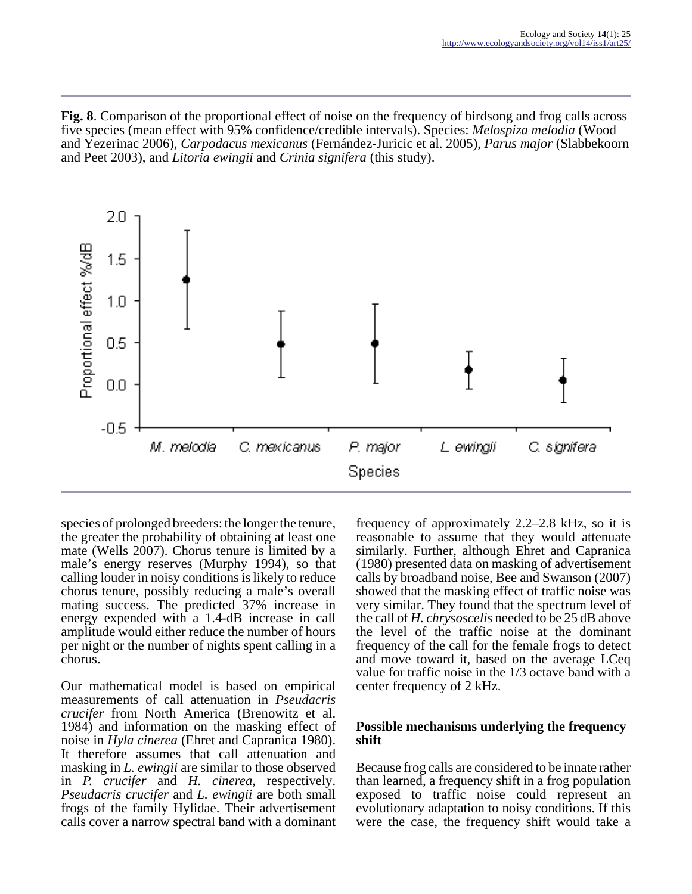**Fig. 8**. Comparison of the proportional effect of noise on the frequency of birdsong and frog calls across five species (mean effect with 95% confidence/credible intervals). Species: *Melospiza melodia* (Wood and Yezerinac 2006), *Carpodacus mexicanus* (Fernández-Juricic et al. 2005), *Parus major* (Slabbekoorn and Peet 2003), and *Litoria ewingii* and *Crinia signifera* (this study).

species of prolonged breeders: the longer the tenure, the greater the probability of obtaining at least one mate (Wells 2007). Chorus tenure is limited by a male's energy reserves (Murphy 1994), so that calling louder in noisy conditions is likely to reduce chorus tenure, possibly reducing a male's overall mating success. The predicted 37% increase in energy expended with a 1.4-dB increase in call amplitude would either reduce the number of hours per night or the number of nights spent calling in a chorus.

Our mathematical model is based on empirical measurements of call attenuation in *Pseudacris crucifer* from North America (Brenowitz et al. 1984) and information on the masking effect of noise in *Hyla cinerea* (Ehret and Capranica 1980). It therefore assumes that call attenuation and masking in *L. ewingii* are similar to those observed in *P. crucifer* and *H. cinerea*, respectively. *Pseudacris crucifer* and *L. ewingii* are both small frogs of the family Hylidae. Their advertisement calls cover a narrow spectral band with a dominant frequency of approximately 2.2–2.8 kHz, so it is reasonable to assume that they would attenuate similarly. Further, although Ehret and Capranica (1980) presented data on masking of advertisement calls by broadband noise, Bee and Swanson (2007) showed that the masking effect of traffic noise was very similar. They found that the spectrum level of the call of *H. chrysoscelis* needed to be 25 dB above the level of the traffic noise at the dominant frequency of the call for the female frogs to detect and move toward it, based on the average LCeq value for traffic noise in the 1/3 octave band with a center frequency of 2 kHz.

### Possible mechanisms underlying the frequency shift

Because frog calls are considered to be innate rather than learned, a frequency shift in a frog population exposed to traffic noise could represent an evolutionary adaptation to noisy conditions. If this were the case, the frequency shift would take a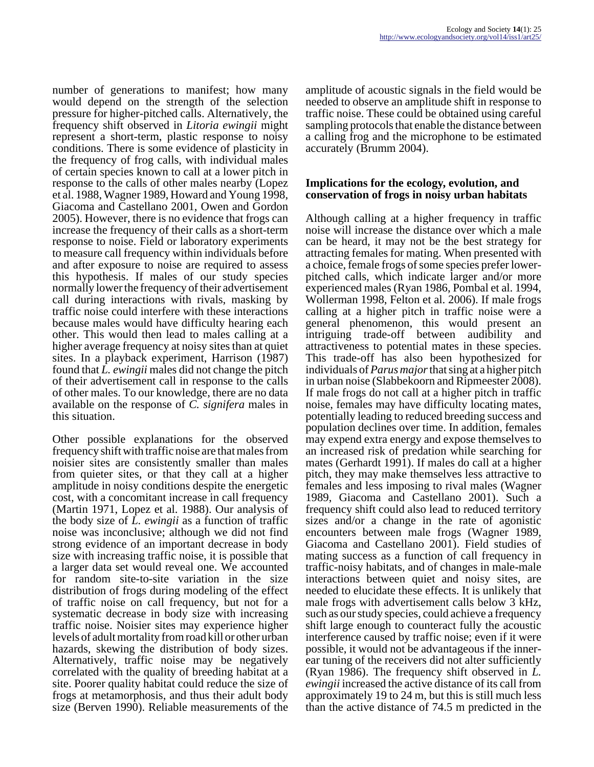number of generations to manifest; how many would depend on the strength of the selection pressure for higher-pitched calls. Alternatively, the frequency shift observed in *Litoria ewingii* might represent a short-term, plastic response to noisy conditions. There is some evidence of plasticity in the frequency of frog calls, with individual males of certain species known to call at a lower pitch in response to the calls of other males nearby (Lopez et al. 1988, Wagner 1989, Howard and Young 1998, Giacoma and Castellano 2001, Owen and Gordon 2005). However, there is no evidence that frogs can increase the frequency of their calls as a short-term response to noise. Field or laboratory experiments to measure call frequency within individuals before and after exposure to noise are required to assess this hypothesis. If males of our study species normally lower the frequency of their advertisement call during interactions with rivals, masking by traffic noise could interfere with these interactions because males would have difficulty hearing each other. This would then lead to males calling at a higher average frequency at noisy sites than at quiet sites. In a playback experiment, Harrison (1987) found that *L. ewingii* males did not change the pitch of their advertisement call in response to the calls of other males. To our knowledge, there are no data available on the response of *C. signifera* males in this situation.

Other possible explanations for the observed frequency shift with traffic noise are that males from noisier sites are consistently smaller than males from quieter sites, or that they call at a higher amplitude in noisy conditions despite the energetic cost, with a concomitant increase in call frequency (Martin 1971, Lopez et al. 1988). Our analysis of the body size of *L. ewingii* as a function of traffic noise was inconclusive; although we did not find strong evidence of an important decrease in body size with increasing traffic noise, it is possible that a larger data set would reveal one. We accounted for random site-to-site variation in the size distribution of frogs during modeling of the effect of traffic noise on call frequency, but not for a systematic decrease in body size with increasing traffic noise. Noisier sites may experience higher levels of adult mortality from road kill or other urban hazards, skewing the distribution of body sizes. Alternatively, traffic noise may be negatively correlated with the quality of breeding habitat at a site. Poorer quality habitat could reduce the size of frogs at metamorphosis, and thus their adult body size (Berven 1990). Reliable measurements of the amplitude of acoustic signals in the field would be needed to observe an amplitude shift in response to traffic noise. These could be obtained using careful sampling protocols that enable the distance between a calling frog and the microphone to be estimated accurately (Brumm 2004).

### Implications for the ecology, evolution, and conservation of frogs in noisy urban habitats

Although calling at a higher frequency in traffic noise will increase the distance over which a male can be heard, it may not be the best strategy for attracting females for mating. When presented with a choice, female frogs of some species prefer lower-pitched calls, which indicate larger and/or more experienced males (Ryan 1986, Pombal et al. 1994, Wollerman 1998, Felton et al. 2006). If male frogs calling at a higher pitch in traffic noise were a general phenomenon, this would present an intriguing trade-off between audibility and attractiveness to potential mates in these species. This trade-off has also been hypothesized for individuals of *Parus major* that sing at a higher pitch in urban noise (Slabbekoorn and Ripmeester 2008). If male frogs do not call at a higher pitch in traffic noise, females may have difficulty locating mates, potentially leading to reduced breeding success and population declines over time. In addition, females may expend extra energy and expose themselves to an increased risk of predation while searching for mates (Gerhardt 1991). If males do call at a higher pitch, they may make themselves less attractive to females and less imposing to rival males (Wagner 1989, Giacoma and Castellano 2001). Such a frequency shift could also lead to reduced territory sizes and/or a change in the rate of agonistic encounters between male frogs (Wagner 1989, Giacoma and Castellano 2001). Field studies of mating success as a function of call frequency in traffic-noisy habitats, and of changes in male-male interactions between quiet and noisy sites, are needed to elucidate these effects. It is unlikely that male frogs with advertisement calls below 3 kHz, such as our study species, could achieve a frequency shift large enough to counteract fully the acoustic interference caused by traffic noise; even if it were possible, it would not be advantageous if the inner-ear tuning of the receivers did not alter sufficiently (Ryan 1986). The frequency shift observed in *L. ewingii* increased the active distance of its call from approximately 19 to 24 m, but this is still much less than the active distance of 74.5 m predicted in the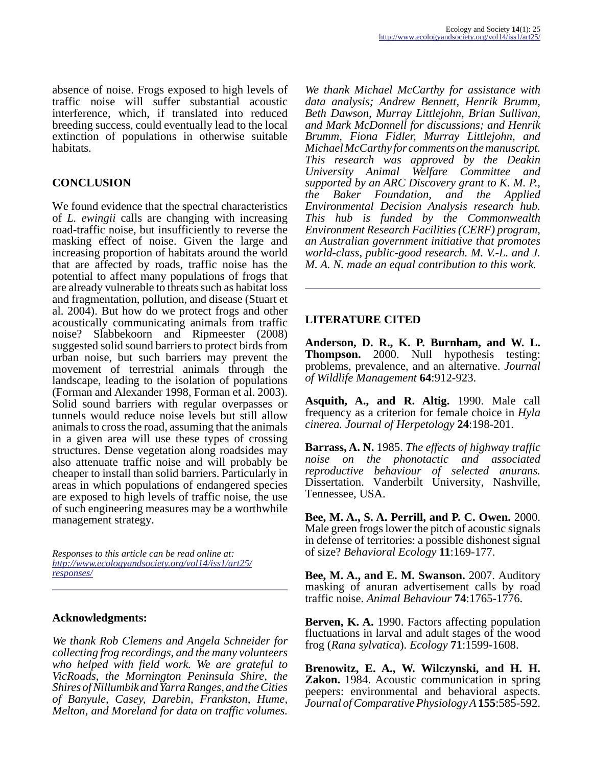absence of noise. Frogs exposed to high levels of traffic noise will suffer substantial acoustic interference, which, if translated into reduced breeding success, could eventually lead to the local extinction of populations in otherwise suitable habitats.

## CONCLUSION

We found evidence that the spectral characteristics of *L. ewingii* calls are changing with increasing road-traffic noise, but insufficiently to reverse the masking effect of noise. Given the large and increasing proportion of habitats around the world that are affected by roads, traffic noise has the potential to affect many populations of frogs that are already vulnerable to threats such as habitat loss and fragmentation, pollution, and disease (Stuart et al. 2004). But how do we protect frogs and other acoustically communicating animals from traffic noise? Slabbekoorn and Ripmeester (2008) suggested solid sound barriers to protect birds from urban noise, but such barriers may prevent the movement of terrestrial animals through the landscape, leading to the isolation of populations (Forman and Alexander 1998, Forman et al. 2003). Solid sound barriers with regular overpasses or tunnels would reduce noise levels but still allow animals to cross the road, assuming that the animals in a given area will use these types of crossing structures. Dense vegetation along roadsides may also attenuate traffic noise and will probably be cheaper to install than solid barriers. Particularly in areas in which populations of endangered species are exposed to high levels of traffic noise, the use of such engineering measures may be a worthwhile management strategy.

*Responses to this article can be read online at:* *http://www.ecologyandsociety.org/vol14/iss1/art25/responses/*

## Acknowledgments:

*We thank Rob Clemens and Angela Schneider for collecting frog recordings, and the many volunteers who helped with field work. We are grateful to VicRoads, the Mornington Peninsula Shire, the Shires of Nillumbik and Yarra Ranges, and the Cities of Banyule, Casey, Darebin, Frankston, Hume, Melton, and Moreland for data on traffic volumes. We thank Michael McCarthy for assistance with data analysis; Andrew Bennett, Henrik Brumm, Beth Dawson, Murray Littlejohn, Brian Sullivan, and Mark McDonnell for discussions; and Henrik Brumm, Fiona Fidler, Murray Littlejohn, and Michael McCarthy for comments on the manuscript. This research was approved by the Deakin University Animal Welfare Committee and supported by an ARC Discovery grant to K. M. P., the Baker Foundation, and the Applied Environmental Decision Analysis research hub. This hub is funded by the Commonwealth Environment Research Facilities (CERF) program, an Australian government initiative that promotes world-class, public-good research. M. V.-L. and J. M. A. N. made an equal contribution to this work.*

## LITERATURE CITED

**Anderson, D. R., K. P. Burnham, and W. L. Thompson.** 2000. Null hypothesis testing: problems, prevalence, and an alternative. *Journal of Wildlife Management* **64**:912-923.

**Asquith, A., and R. Altig.** 1990. Male call frequency as a criterion for female choice in *Hyla cinerea. Journal of Herpetology* **24**:198-201.

**Barrass, A. N.** 1985. *The effects of highway traffic noise on the phonotactic and associated reproductive behaviour of selected anurans.* Dissertation. Vanderbilt University, Nashville, Tennessee, USA.

**Bee, M. A., S. A. Perrill, and P. C. Owen.** 2000. Male green frogs lower the pitch of acoustic signals in defense of territories: a possible dishonest signal of size? *Behavioral Ecology* **11**:169-177.

**Bee, M. A., and E. M. Swanson.** 2007. Auditory masking of anuran advertisement calls by road traffic noise. *Animal Behaviour* **74**:1765-1776.

**Berven, K. A.** 1990. Factors affecting population fluctuations in larval and adult stages of the wood frog (*Rana sylvatica*). *Ecology* **71**:1599-1608.

**Brenowitz, E. A., W. Wilczynski, and H. H. Zakon.** 1984. Acoustic communication in spring peepers: environmental and behavioral aspects. *Journal of Comparative Physiology A* **155**:585-592.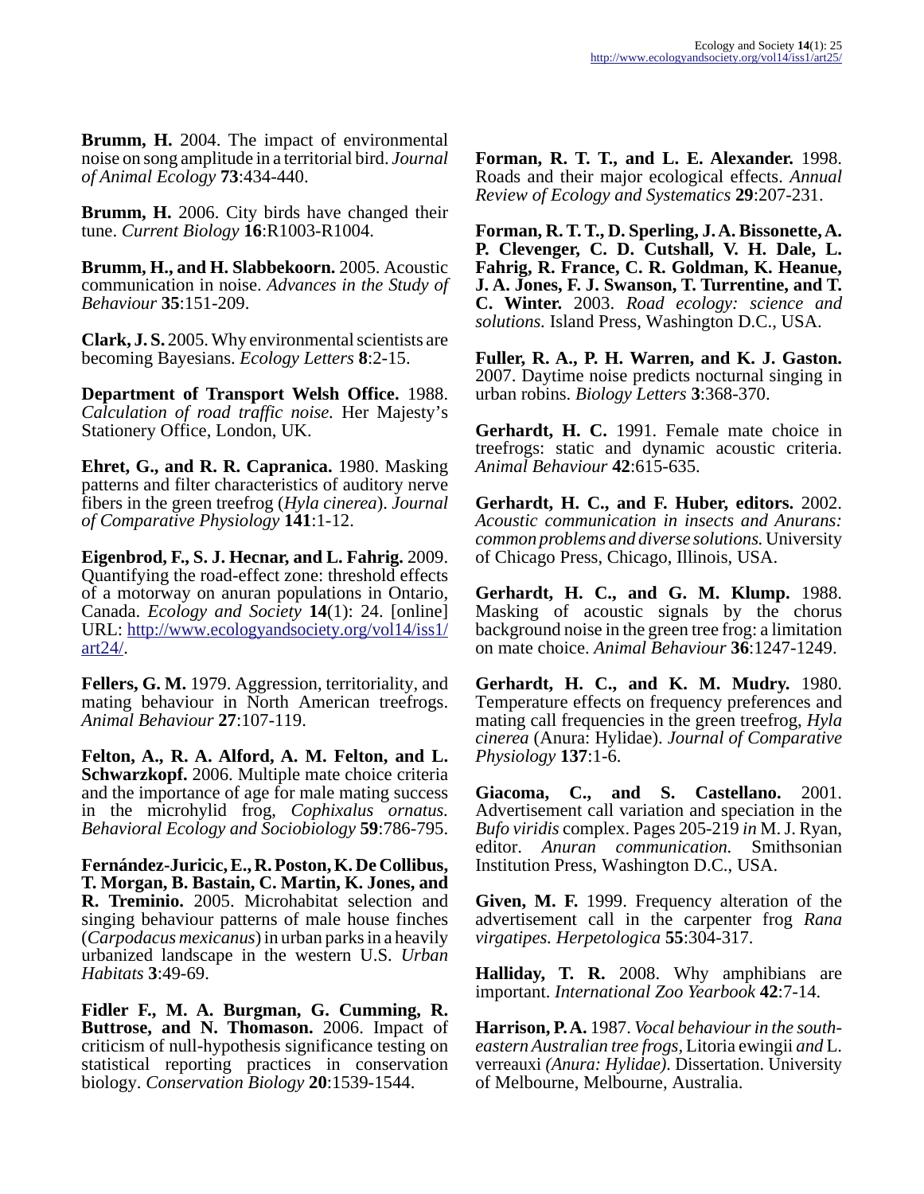**Brumm, H.** 2004. The impact of environmental noise on song amplitude in a territorial bird. *Journal of Animal Ecology* **73**:434-440.

**Brumm, H.** 2006. City birds have changed their tune. *Current Biology* **16**:R1003-R1004.

**Brumm, H., and H. Slabbekoorn.** 2005. Acoustic communication in noise. *Advances in the Study of Behaviour* **35**:151-209.

**Clark, J. S.** 2005. Why environmental scientists are becoming Bayesians. *Ecology Letters* **8**:2-15.

**Department of Transport Welsh Office.** 1988. *Calculation of road traffic noise.* Her Majesty's Stationery Office, London, UK.

**Ehret, G., and R. R. Capranica.** 1980. Masking patterns and filter characteristics of auditory nerve fibers in the green treefrog (*Hyla cinerea*). *Journal of Comparative Physiology* **141**:1-12.

**Eigenbrod, F., S. J. Hecnar, and L. Fahrig.** 2009. Quantifying the road-effect zone: threshold effects of a motorway on anuran populations in Ontario, Canada. *Ecology and Society* **14**(1): 24. [online] URL: http://www.ecologyandsociety.org/vol14/iss1/art24/.

**Fellers, G. M.** 1979. Aggression, territoriality, and mating behaviour in North American treefrogs. *Animal Behaviour* **27**:107-119.

**Felton, A., R. A. Alford, A. M. Felton, and L. Schwarzkopf.** 2006. Multiple mate choice criteria and the importance of age for male mating success in the microhylid frog, *Cophixalus ornatus. Behavioral Ecology and Sociobiology* **59**:786-795.

**Fernández-Juricic, E., R. Poston, K. De Collibus, T. Morgan, B. Bastain, C. Martin, K. Jones, and R. Treminio.** 2005. Microhabitat selection and singing behaviour patterns of male house finches (*Carpodacus mexicanus*) in urban parks in a heavily urbanized landscape in the western U.S. *Urban Habitats* **3**:49-69.

**Fidler F., M. A. Burgman, G. Cumming, R. Buttrose, and N. Thomason.** 2006. Impact of criticism of null-hypothesis significance testing on statistical reporting practices in conservation biology. *Conservation Biology* **20**:1539-1544.

**Forman, R. T. T., and L. E. Alexander.** 1998. Roads and their major ecological effects. *Annual Review of Ecology and Systematics* **29**:207-231.

**Forman, R. T. T., D. Sperling, J. A. Bissonette, A. P. Clevenger, C. D. Cutshall, V. H. Dale, L. Fahrig, R. France, C. R. Goldman, K. Heanue, J. A. Jones, F. J. Swanson, T. Turrentine, and T. C. Winter.** 2003. *Road ecology: science and solutions.* Island Press, Washington D.C., USA.

**Fuller, R. A., P. H. Warren, and K. J. Gaston.** 2007. Daytime noise predicts nocturnal singing in urban robins. *Biology Letters* **3**:368-370.

**Gerhardt, H. C.** 1991. Female mate choice in treefrogs: static and dynamic acoustic criteria. *Animal Behaviour* **42**:615-635.

**Gerhardt, H. C., and F. Huber, editors.** 2002. *Acoustic communication in insects and Anurans: common problems and diverse solutions.* University of Chicago Press, Chicago, Illinois, USA.

**Gerhardt, H. C., and G. M. Klump.** 1988. Masking of acoustic signals by the chorus background noise in the green tree frog: a limitation on mate choice. *Animal Behaviour* **36**:1247-1249.

**Gerhardt, H. C., and K. M. Mudry.** 1980. Temperature effects on frequency preferences and mating call frequencies in the green treefrog, *Hyla cinerea* (Anura: Hylidae). *Journal of Comparative Physiology* **137**:1-6.

**Giacoma, C., and S. Castellano.** 2001. Advertisement call variation and speciation in the *Bufo viridis* complex. Pages 205-219 *in* M. J. Ryan, editor. *Anuran communication.* Smithsonian Institution Press, Washington D.C., USA.

**Given, M. F.** 1999. Frequency alteration of the advertisement call in the carpenter frog *Rana virgatipes. Herpetologica* **55**:304-317.

**Halliday, T. R.** 2008. Why amphibians are important. *International Zoo Yearbook* **42**:7-14.

**Harrison, P. A.** 1987. *Vocal behaviour in the south-eastern Australian tree frogs,* Litoria ewingii *and* L. verreauxi *(Anura: Hylidae).* Dissertation. University of Melbourne, Melbourne, Australia.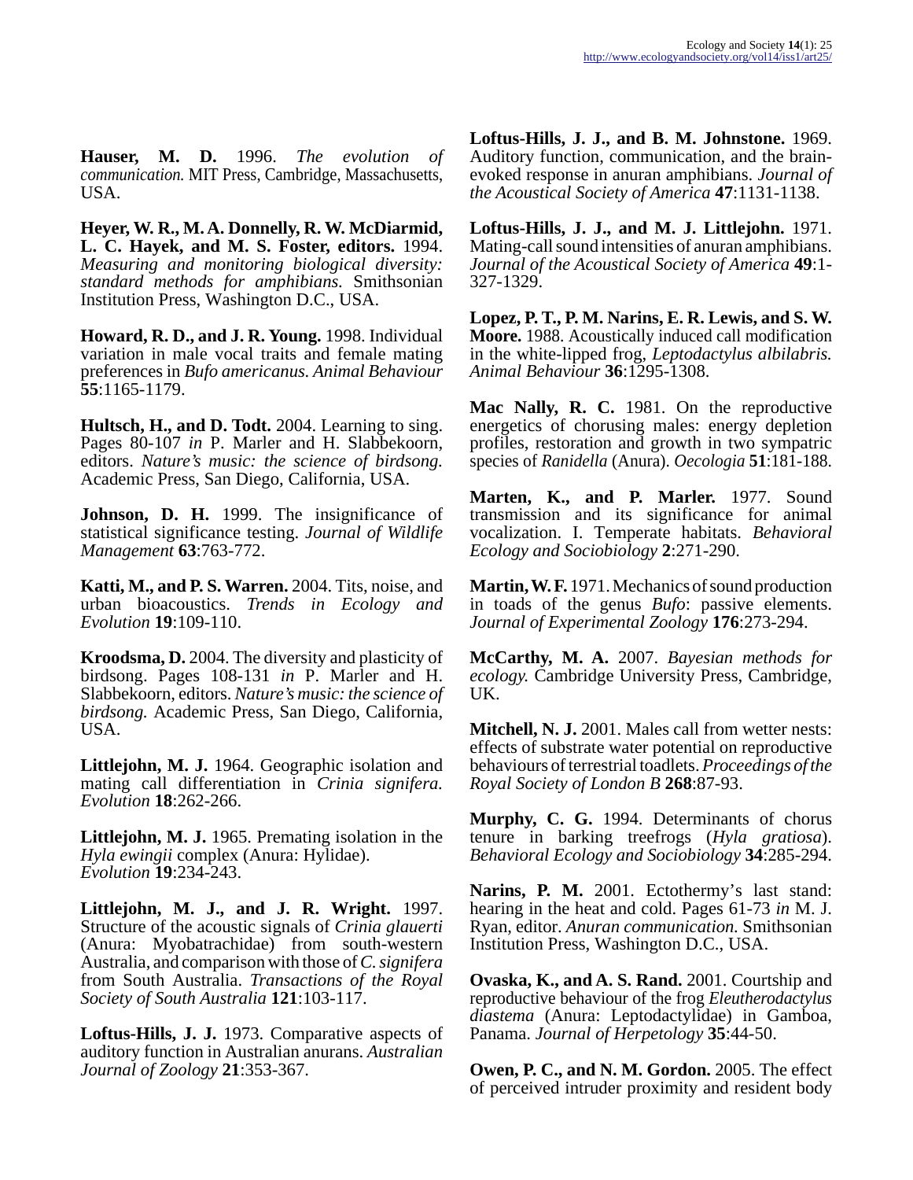**Hauser, M. D.** 1996. *The evolution of communication.* MIT Press, Cambridge, Massachusetts, USA.

**Heyer, W. R., M. A. Donnelly, R. W. McDiarmid, L. C. Hayek, and M. S. Foster, editors.** 1994. *Measuring and monitoring biological diversity: standard methods for amphibians.* Smithsonian Institution Press, Washington D.C., USA.

**Howard, R. D., and J. R. Young.** 1998. Individual variation in male vocal traits and female mating preferences in *Bufo americanus. Animal Behaviour* **55**:1165-1179.

**Hultsch, H., and D. Todt.** 2004. Learning to sing. Pages 80-107 *in* P. Marler and H. Slabbekoorn, editors. *Nature's music: the science of birdsong.* Academic Press, San Diego, California, USA.

**Johnson, D. H.** 1999. The insignificance of statistical significance testing. *Journal of Wildlife Management* **63**:763-772.

**Katti, M., and P. S. Warren.** 2004. Tits, noise, and urban bioacoustics. *Trends in Ecology and Evolution* **19**:109-110.

**Kroodsma, D.** 2004. The diversity and plasticity of birdsong. Pages 108-131 *in* P. Marler and H. Slabbekoorn, editors. *Nature's music: the science of birdsong.* Academic Press, San Diego, California, USA.

**Littlejohn, M. J.** 1964. Geographic isolation and mating call differentiation in *Crinia signifera. Evolution* **18**:262-266.

**Littlejohn, M. J.** 1965. Premating isolation in the *Hyla ewingii* complex (Anura: Hylidae). *Evolution* **19**:234-243.

**Littlejohn, M. J., and J. R. Wright.** 1997. Structure of the acoustic signals of *Crinia glauerti* (Anura: Myobatrachidae) from south-western Australia, and comparison with those of *C. signifera* from South Australia. *Transactions of the Royal Society of South Australia* **121**:103-117.

**Loftus-Hills, J. J.** 1973. Comparative aspects of auditory function in Australian anurans. *Australian Journal of Zoology* **21**:353-367.

**Loftus-Hills, J. J., and B. M. Johnstone.** 1969. Auditory function, communication, and the brain-evoked response in anuran amphibians. *Journal of the Acoustical Society of America* **47**:1131-1138.

**Loftus-Hills, J. J., and M. J. Littlejohn.** 1971. Mating-call sound intensities of anuran amphibians. *Journal of the Acoustical Society of America* **49**:1-327-1329.

**Lopez, P. T., P. M. Narins, E. R. Lewis, and S. W. Moore.** 1988. Acoustically induced call modification in the white-lipped frog, *Leptodactylus albilabris. Animal Behaviour* **36**:1295-1308.

**Mac Nally, R. C.** 1981. On the reproductive energetics of chorusing males: energy depletion profiles, restoration and growth in two sympatric species of *Ranidella* (Anura). *Oecologia* **51**:181-188.

**Marten, K., and P. Marler.** 1977. Sound transmission and its significance for animal vocalization. I. Temperate habitats. *Behavioral Ecology and Sociobiology* **2**:271-290.

**Martin, W. F.** 1971. Mechanics of sound production in toads of the genus *Bufo*: passive elements. *Journal of Experimental Zoology* **176**:273-294.

**McCarthy, M. A.** 2007. *Bayesian methods for ecology.* Cambridge University Press, Cambridge, UK.

**Mitchell, N. J.** 2001. Males call from wetter nests: effects of substrate water potential on reproductive behaviours of terrestrial toadlets. *Proceedings of the Royal Society of London B* **268**:87-93.

**Murphy, C. G.** 1994. Determinants of chorus tenure in barking treefrogs (*Hyla gratiosa*). *Behavioral Ecology and Sociobiology* **34**:285-294.

**Narins, P. M.** 2001. Ectothermy's last stand: hearing in the heat and cold. Pages 61-73 *in* M. J. Ryan, editor. *Anuran communication.* Smithsonian Institution Press, Washington D.C., USA.

**Ovaska, K., and A. S. Rand.** 2001. Courtship and reproductive behaviour of the frog *Eleutherodactylus diastema* (Anura: Leptodactylidae) in Gamboa, Panama. *Journal of Herpetology* **35**:44-50.

**Owen, P. C., and N. M. Gordon.** 2005. The effect of perceived intruder proximity and resident body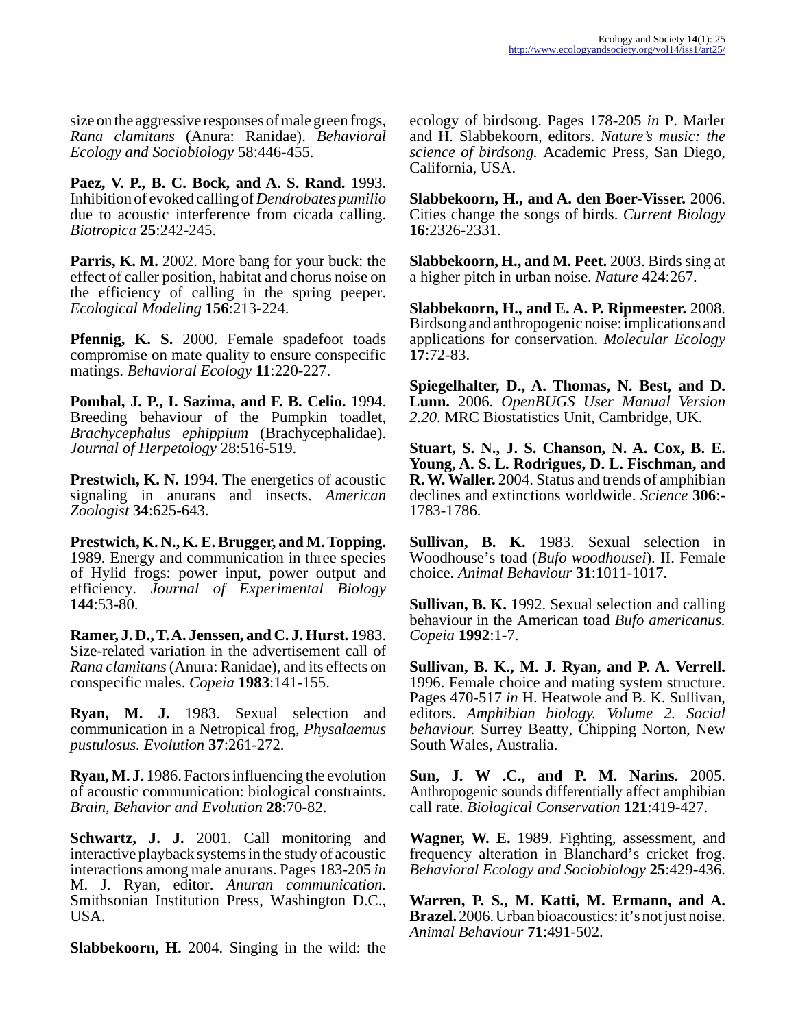size on the aggressive responses of male green frogs, *Rana clamitans* (Anura: Ranidae). *Behavioral Ecology and Sociobiology* 58:446-455.

**Paez, V. P., B. C. Bock, and A. S. Rand.** 1993. Inhibition of evoked calling of *Dendrobates pumilio* due to acoustic interference from cicada calling. *Biotropica* **25**:242-245.

**Parris, K. M.** 2002. More bang for your buck: the effect of caller position, habitat and chorus noise on the efficiency of calling in the spring peeper. *Ecological Modeling* **156**:213-224.

**Pfennig, K. S.** 2000. Female spadefoot toads compromise on mate quality to ensure conspecific matings. *Behavioral Ecology* **11**:220-227.

**Pombal, J. P., I. Sazima, and F. B. Celio.** 1994. Breeding behaviour of the Pumpkin toadlet, *Brachycephalus ephippium* (Brachycephalidae). *Journal of Herpetology* 28:516-519.

**Prestwich, K. N.** 1994. The energetics of acoustic signaling in anurans and insects. *American Zoologist* **34**:625-643.

**Prestwich, K. N., K. E. Brugger, and M. Topping.** 1989. Energy and communication in three species of Hylid frogs: power input, power output and efficiency. *Journal of Experimental Biology* **144**:53-80.

**Ramer, J. D., T. A. Jenssen, and C. J. Hurst.** 1983. Size-related variation in the advertisement call of *Rana clamitans* (Anura: Ranidae), and its effects on conspecific males. *Copeia* **1983**:141-155.

**Ryan, M. J.** 1983. Sexual selection and communication in a Netropical frog, *Physalaemus pustulosus*. *Evolution* **37**:261-272.

**Ryan, M. J.** 1986. Factors influencing the evolution of acoustic communication: biological constraints. *Brain, Behavior and Evolution* **28**:70-82.

**Schwartz, J. J.** 2001. Call monitoring and interactive playback systems in the study of acoustic interactions among male anurans. Pages 183-205 *in* M. J. Ryan, editor. *Anuran communication.* Smithsonian Institution Press, Washington D.C., USA.

**Slabbekoorn, H.** 2004. Singing in the wild: the ecology of birdsong. Pages 178-205 *in* P. Marler and H. Slabbekoorn, editors. *Nature's music: the science of birdsong.* Academic Press, San Diego, California, USA.

**Slabbekoorn, H., and A. den Boer-Visser.** 2006. Cities change the songs of birds. *Current Biology* **16**:2326-2331.

**Slabbekoorn, H., and M. Peet.** 2003. Birds sing at a higher pitch in urban noise. *Nature* 424:267.

**Slabbekoorn, H., and E. A. P. Ripmeester.** 2008. Birdsong and anthropogenic noise: implications and applications for conservation. *Molecular Ecology* **17**:72-83.

**Spiegelhalter, D., A. Thomas, N. Best, and D. Lunn.** 2006. *OpenBUGS User Manual Version 2.20*. MRC Biostatistics Unit, Cambridge, UK.

**Stuart, S. N., J. S. Chanson, N. A. Cox, B. E. Young, A. S. L. Rodrigues, D. L. Fischman, and R. W. Waller.** 2004. Status and trends of amphibian declines and extinctions worldwide. *Science* **306**:-1783-1786.

**Sullivan, B. K.** 1983. Sexual selection in Woodhouse's toad (*Bufo woodhousei*). II. Female choice. *Animal Behaviour* **31**:1011-1017.

**Sullivan, B. K.** 1992. Sexual selection and calling behaviour in the American toad *Bufo americanus. Copeia* **1992**:1-7.

**Sullivan, B. K., M. J. Ryan, and P. A. Verrell.** 1996. Female choice and mating system structure. Pages 470-517 *in* H. Heatwole and B. K. Sullivan, editors. *Amphibian biology. Volume 2. Social behaviour.* Surrey Beatty, Chipping Norton, New South Wales, Australia.

**Sun, J. W .C., and P. M. Narins.** 2005. Anthropogenic sounds differentially affect amphibian call rate. *Biological Conservation* **121**:419-427.

**Wagner, W. E.** 1989. Fighting, assessment, and frequency alteration in Blanchard's cricket frog. *Behavioral Ecology and Sociobiology* **25**:429-436.

**Warren, P. S., M. Katti, M. Ermann, and A. Brazel.** 2006. Urban bioacoustics: it's not just noise. *Animal Behaviour* **71**:491-502.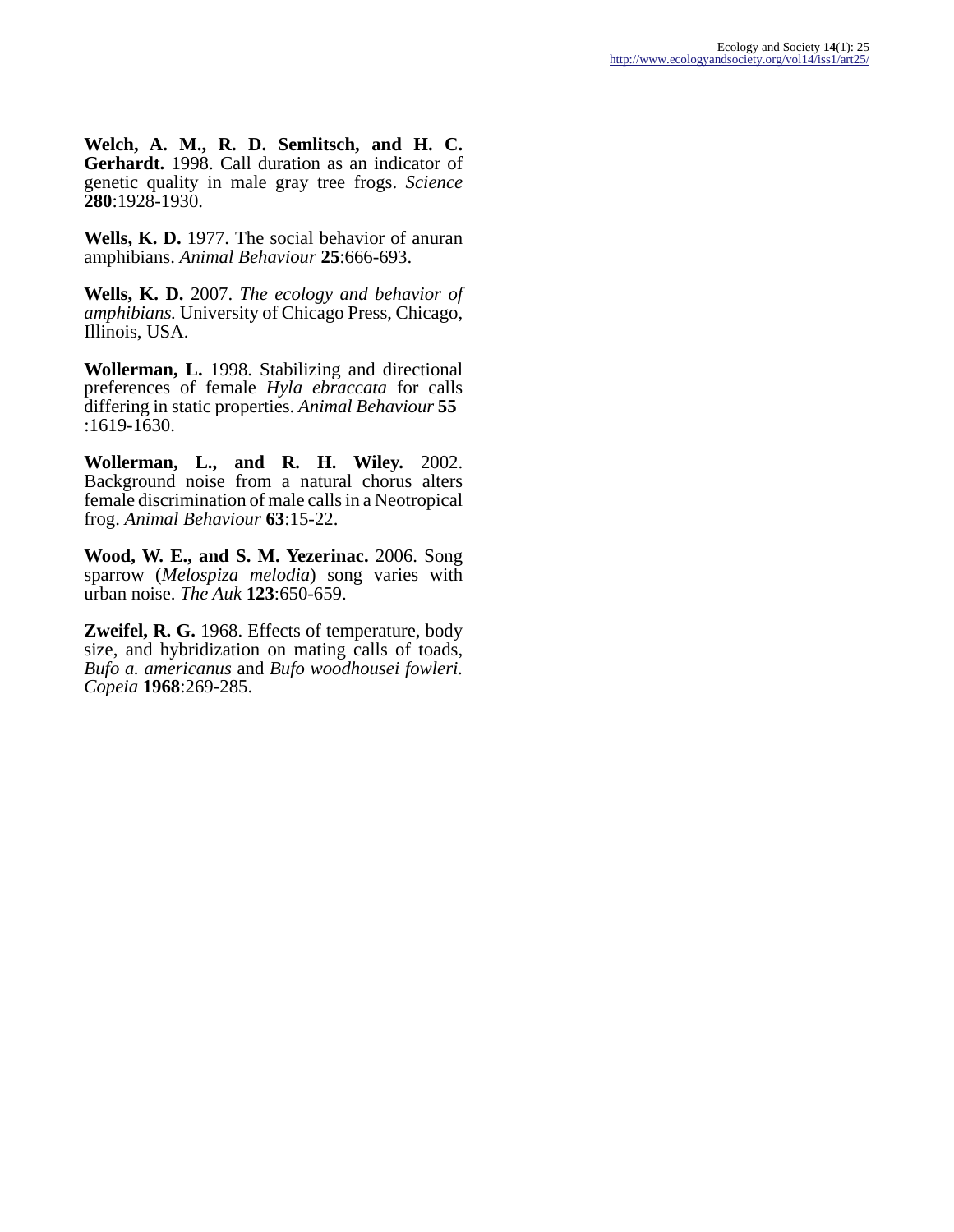**Welch, A. M., R. D. Semlitsch, and H. C. Gerhardt.** 1998. Call duration as an indicator of genetic quality in male gray tree frogs. *Science* **280**:1928-1930.

**Wells, K. D.** 1977. The social behavior of anuran amphibians. *Animal Behaviour* **25**:666-693.

**Wells, K. D.** 2007. *The ecology and behavior of amphibians.* University of Chicago Press, Chicago, Illinois, USA.

**Wollerman, L.** 1998. Stabilizing and directional preferences of female *Hyla ebraccata* for calls differing in static properties. *Animal Behaviour* **55**:1619-1630.

**Wollerman, L., and R. H. Wiley.** 2002. Background noise from a natural chorus alters female discrimination of male calls in a Neotropical frog. *Animal Behaviour* **63**:15-22.

**Wood, W. E., and S. M. Yezerinac.** 2006. Song sparrow (*Melospiza melodia*) song varies with urban noise. *The Auk* **123**:650-659.

**Zweifel, R. G.** 1968. Effects of temperature, body size, and hybridization on mating calls of toads, *Bufo a. americanus* and *Bufo woodhousei fowleri. Copeia* **1968**:269-285.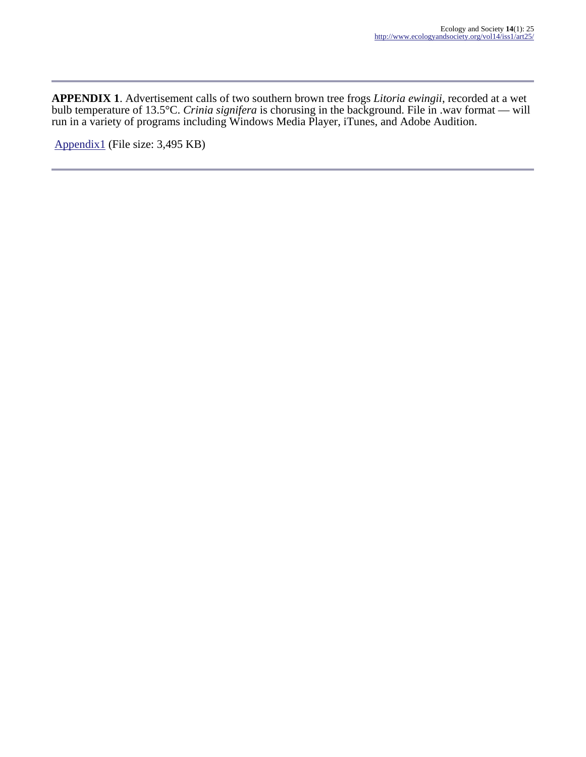**APPENDIX 1**. Advertisement calls of two southern brown tree frogs *Litoria ewingii*, recorded at a wet bulb temperature of 13.5°C. *Crinia signifera* is chorusing in the background. File in .wav format — will run in a variety of programs including Windows Media Player, iTunes, and Adobe Audition.

Appendix1 (File size: 3,495 KB)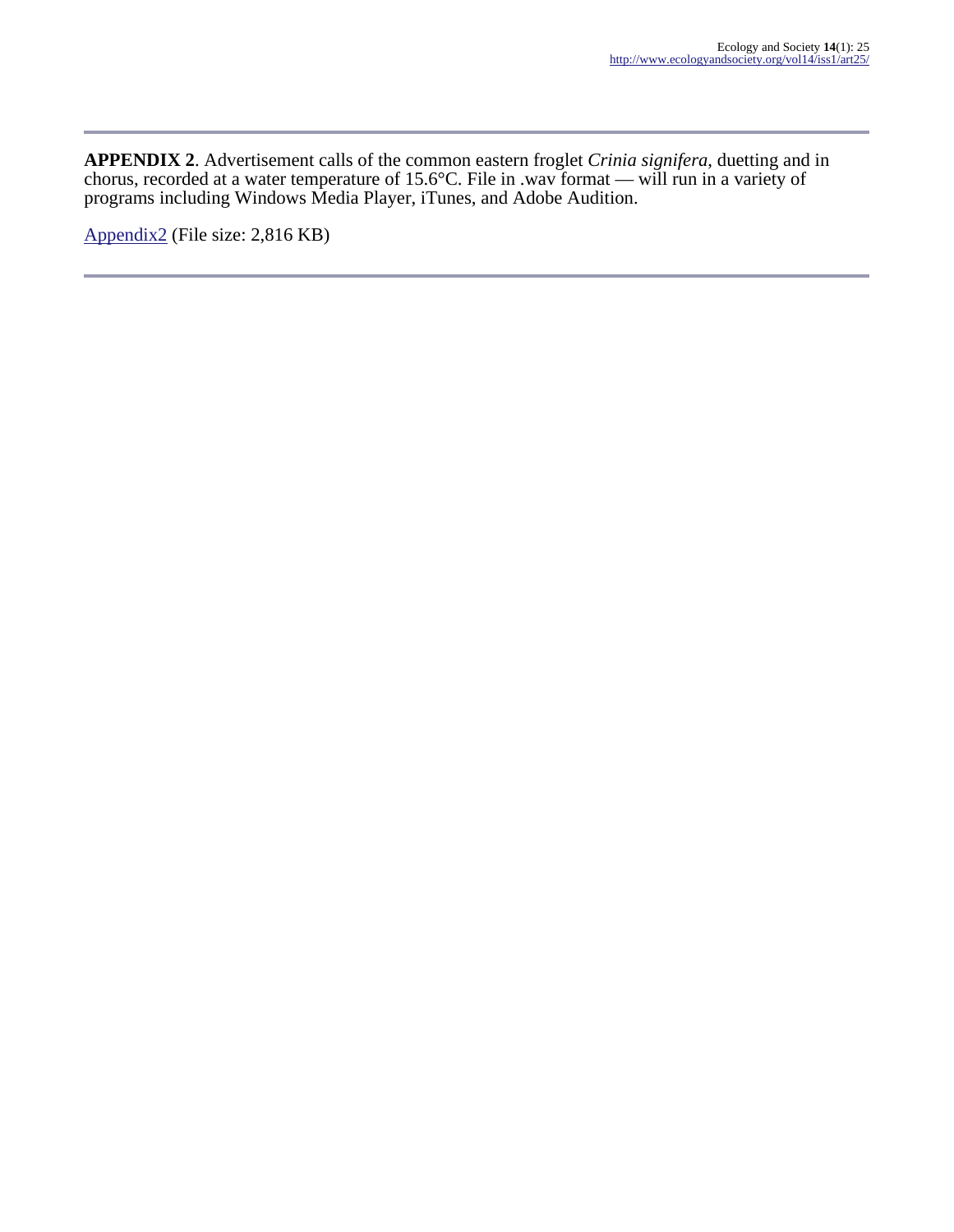**APPENDIX 2**. Advertisement calls of the common eastern froglet *Crinia signifera*, duetting and in chorus, recorded at a water temperature of 15.6°C. File in .wav format — will run in a variety of programs including Windows Media Player, iTunes, and Adobe Audition.

Appendix2 (File size: 2,816 KB)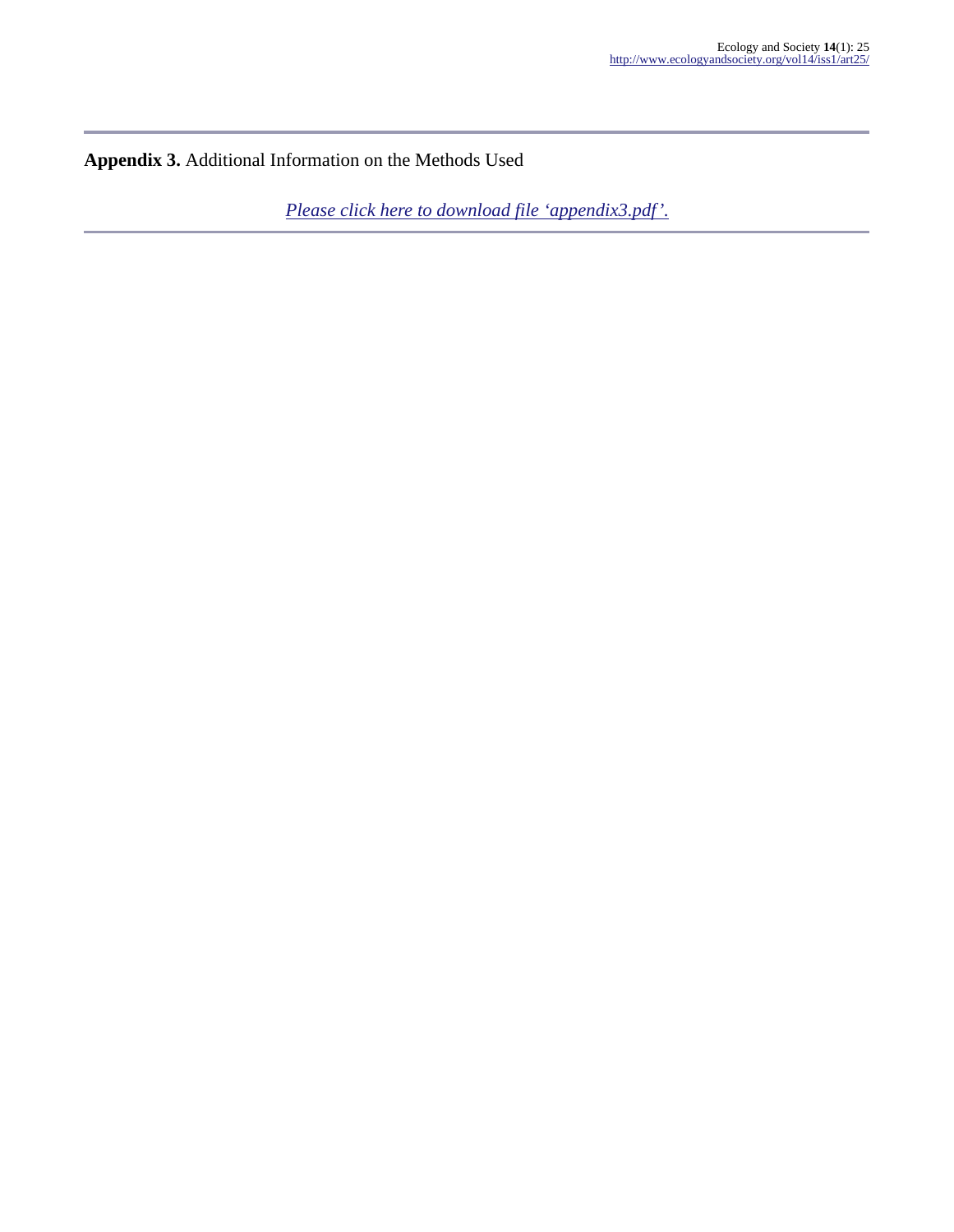**Appendix 3.** Additional Information on the Methods Used

*Please click here to download file 'appendix3.pdf'.*